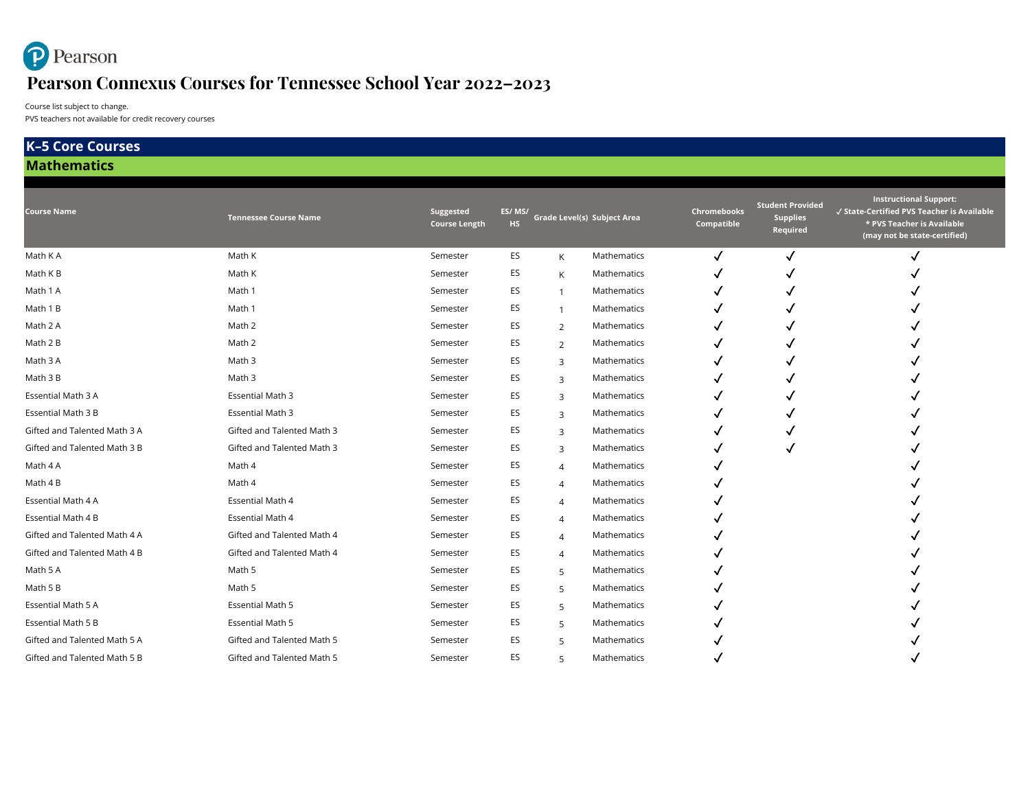Pearson

# Pearson Connexus Courses for Tennessee School Year 2022–2023

Course list subject to change.
PVS teachers not available for credit recovery courses

## K–5 Core Courses

### Mathematics

| Course Name | Tennessee Course Name | Suggested Course Length | ES/ MS/ HS | Grade Level(s) | Subject Area | Chromebooks Compatible | Student Provided Supplies Required | Instructional Support: ✓ State-Certified PVS Teacher is Available * PVS Teacher is Available (may not be state-certified) |
|---|---|---|---|---|---|---|---|---|
| Math K A | Math K | Semester | ES | K | Mathematics | ✓ | ✓ | ✓ |
| Math K B | Math K | Semester | ES | K | Mathematics | ✓ | ✓ | ✓ |
| Math 1 A | Math 1 | Semester | ES | 1 | Mathematics | ✓ | ✓ | ✓ |
| Math 1 B | Math 1 | Semester | ES | 1 | Mathematics | ✓ | ✓ | ✓ |
| Math 2 A | Math 2 | Semester | ES | 2 | Mathematics | ✓ | ✓ | ✓ |
| Math 2 B | Math 2 | Semester | ES | 2 | Mathematics | ✓ | ✓ | ✓ |
| Math 3 A | Math 3 | Semester | ES | 3 | Mathematics | ✓ | ✓ | ✓ |
| Math 3 B | Math 3 | Semester | ES | 3 | Mathematics | ✓ | ✓ | ✓ |
| Essential Math 3 A | Essential Math 3 | Semester | ES | 3 | Mathematics | ✓ | ✓ | ✓ |
| Essential Math 3 B | Essential Math 3 | Semester | ES | 3 | Mathematics | ✓ | ✓ | ✓ |
| Gifted and Talented Math 3 A | Gifted and Talented Math 3 | Semester | ES | 3 | Mathematics | ✓ | ✓ | ✓ |
| Gifted and Talented Math 3 B | Gifted and Talented Math 3 | Semester | ES | 3 | Mathematics | ✓ | ✓ | ✓ |
| Math 4 A | Math 4 | Semester | ES | 4 | Mathematics | ✓ | | ✓ |
| Math 4 B | Math 4 | Semester | ES | 4 | Mathematics | ✓ | | ✓ |
| Essential Math 4 A | Essential Math 4 | Semester | ES | 4 | Mathematics | ✓ | | ✓ |
| Essential Math 4 B | Essential Math 4 | Semester | ES | 4 | Mathematics | ✓ | | ✓ |
| Gifted and Talented Math 4 A | Gifted and Talented Math 4 | Semester | ES | 4 | Mathematics | ✓ | | ✓ |
| Gifted and Talented Math 4 B | Gifted and Talented Math 4 | Semester | ES | 4 | Mathematics | ✓ | | ✓ |
| Math 5 A | Math 5 | Semester | ES | 5 | Mathematics | ✓ | | ✓ |
| Math 5 B | Math 5 | Semester | ES | 5 | Mathematics | ✓ | | ✓ |
| Essential Math 5 A | Essential Math 5 | Semester | ES | 5 | Mathematics | ✓ | | ✓ |
| Essential Math 5 B | Essential Math 5 | Semester | ES | 5 | Mathematics | ✓ | | ✓ |
| Gifted and Talented Math 5 A | Gifted and Talented Math 5 | Semester | ES | 5 | Mathematics | ✓ | | ✓ |
| Gifted and Talented Math 5 B | Gifted and Talented Math 5 | Semester | ES | 5 | Mathematics | ✓ | | ✓ |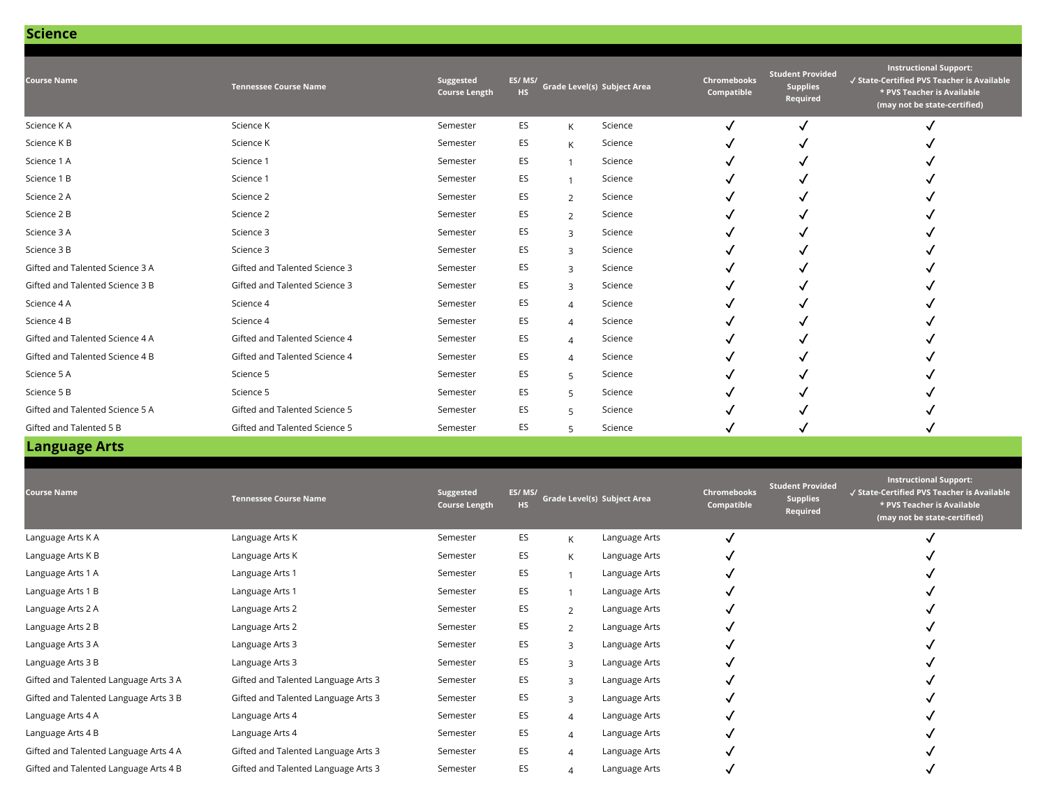## Science

| Course Name | Tennessee Course Name | Suggested Course Length | ES/ MS/ HS | Grade Level(s) | Subject Area | Chromebooks Compatible | Student Provided Supplies Required | Instructional Support: ✓ State-Certified PVS Teacher is Available * PVS Teacher is Available (may not be state-certified) |
|---|---|---|---|---|---|---|---|---|
| Science K A | Science K | Semester | ES | K | Science | ✓ | ✓ | ✓ |
| Science K B | Science K | Semester | ES | K | Science | ✓ | ✓ | ✓ |
| Science 1 A | Science 1 | Semester | ES | 1 | Science | ✓ | ✓ | ✓ |
| Science 1 B | Science 1 | Semester | ES | 1 | Science | ✓ | ✓ | ✓ |
| Science 2 A | Science 2 | Semester | ES | 2 | Science | ✓ | ✓ | ✓ |
| Science 2 B | Science 2 | Semester | ES | 2 | Science | ✓ | ✓ | ✓ |
| Science 3 A | Science 3 | Semester | ES | 3 | Science | ✓ | ✓ | ✓ |
| Science 3 B | Science 3 | Semester | ES | 3 | Science | ✓ | ✓ | ✓ |
| Gifted and Talented Science 3 A | Gifted and Talented Science 3 | Semester | ES | 3 | Science | ✓ | ✓ | ✓ |
| Gifted and Talented Science 3 B | Gifted and Talented Science 3 | Semester | ES | 3 | Science | ✓ | ✓ | ✓ |
| Science 4 A | Science 4 | Semester | ES | 4 | Science | ✓ | ✓ | ✓ |
| Science 4 B | Science 4 | Semester | ES | 4 | Science | ✓ | ✓ | ✓ |
| Gifted and Talented Science 4 A | Gifted and Talented Science 4 | Semester | ES | 4 | Science | ✓ | ✓ | ✓ |
| Gifted and Talented Science 4 B | Gifted and Talented Science 4 | Semester | ES | 4 | Science | ✓ | ✓ | ✓ |
| Science 5 A | Science 5 | Semester | ES | 5 | Science | ✓ | ✓ | ✓ |
| Science 5 B | Science 5 | Semester | ES | 5 | Science | ✓ | ✓ | ✓ |
| Gifted and Talented Science 5 A | Gifted and Talented Science 5 | Semester | ES | 5 | Science | ✓ | ✓ | ✓ |
| Gifted and Talented 5 B | Gifted and Talented Science 5 | Semester | ES | 5 | Science | ✓ | ✓ | ✓ |

## Language Arts

| Course Name | Tennessee Course Name | Suggested Course Length | ES/ MS/ HS | Grade Level(s) | Subject Area | Chromebooks Compatible | Student Provided Supplies Required | Instructional Support: ✓ State-Certified PVS Teacher is Available * PVS Teacher is Available (may not be state-certified) |
|---|---|---|---|---|---|---|---|---|
| Language Arts K A | Language Arts K | Semester | ES | K | Language Arts | ✓ | | ✓ |
| Language Arts K B | Language Arts K | Semester | ES | K | Language Arts | ✓ | | ✓ |
| Language Arts 1 A | Language Arts 1 | Semester | ES | 1 | Language Arts | ✓ | | ✓ |
| Language Arts 1 B | Language Arts 1 | Semester | ES | 1 | Language Arts | ✓ | | ✓ |
| Language Arts 2 A | Language Arts 2 | Semester | ES | 2 | Language Arts | ✓ | | ✓ |
| Language Arts 2 B | Language Arts 2 | Semester | ES | 2 | Language Arts | ✓ | | ✓ |
| Language Arts 3 A | Language Arts 3 | Semester | ES | 3 | Language Arts | ✓ | | ✓ |
| Language Arts 3 B | Language Arts 3 | Semester | ES | 3 | Language Arts | ✓ | | ✓ |
| Gifted and Talented Language Arts 3 A | Gifted and Talented Language Arts 3 | Semester | ES | 3 | Language Arts | ✓ | | ✓ |
| Gifted and Talented Language Arts 3 B | Gifted and Talented Language Arts 3 | Semester | ES | 3 | Language Arts | ✓ | | ✓ |
| Language Arts 4 A | Language Arts 4 | Semester | ES | 4 | Language Arts | ✓ | | ✓ |
| Language Arts 4 B | Language Arts 4 | Semester | ES | 4 | Language Arts | ✓ | | ✓ |
| Gifted and Talented Language Arts 4 A | Gifted and Talented Language Arts 3 | Semester | ES | 4 | Language Arts | ✓ | | ✓ |
| Gifted and Talented Language Arts 4 B | Gifted and Talented Language Arts 3 | Semester | ES | 4 | Language Arts | ✓ | | ✓ |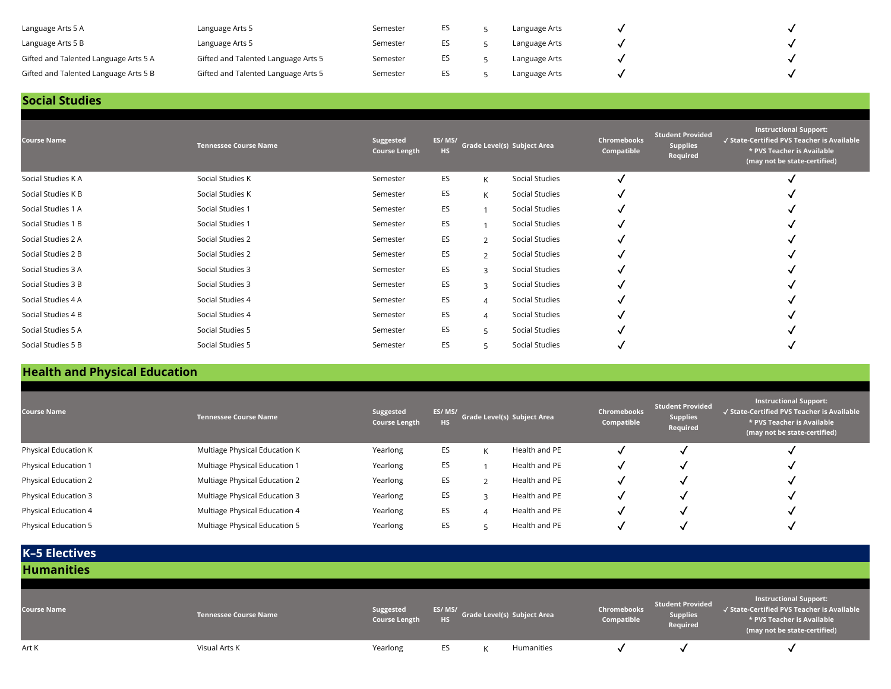| Course Name | Tennessee Course Name | Suggested Course Length | ES/ MS/ HS | Grade Level(s) | Subject Area | Chromebooks Compatible | Student Provided Supplies Required | Instructional Support: ✓ State-Certified PVS Teacher is Available * PVS Teacher is Available (may not be state-certified) |
| --- | --- | --- | --- | --- | --- | --- | --- | --- |
| Language Arts 5 A | Language Arts 5 | Semester | ES | 5 | Language Arts | ✓ | | ✓ |
| Language Arts 5 B | Language Arts 5 | Semester | ES | 5 | Language Arts | ✓ | | ✓ |
| Gifted and Talented Language Arts 5 A | Gifted and Talented Language Arts 5 | Semester | ES | 5 | Language Arts | ✓ | | ✓ |
| Gifted and Talented Language Arts 5 B | Gifted and Talented Language Arts 5 | Semester | ES | 5 | Language Arts | ✓ | | ✓ |

## Social Studies

| Course Name | Tennessee Course Name | Suggested Course Length | ES/ MS/ HS | Grade Level(s) | Subject Area | Chromebooks Compatible | Student Provided Supplies Required | Instructional Support: ✓ State-Certified PVS Teacher is Available * PVS Teacher is Available (may not be state-certified) |
| --- | --- | --- | --- | --- | --- | --- | --- | --- |
| Social Studies K A | Social Studies K | Semester | ES | K | Social Studies | ✓ | | ✓ |
| Social Studies K B | Social Studies K | Semester | ES | K | Social Studies | ✓ | | ✓ |
| Social Studies 1 A | Social Studies 1 | Semester | ES | 1 | Social Studies | ✓ | | ✓ |
| Social Studies 1 B | Social Studies 1 | Semester | ES | 1 | Social Studies | ✓ | | ✓ |
| Social Studies 2 A | Social Studies 2 | Semester | ES | 2 | Social Studies | ✓ | | ✓ |
| Social Studies 2 B | Social Studies 2 | Semester | ES | 2 | Social Studies | ✓ | | ✓ |
| Social Studies 3 A | Social Studies 3 | Semester | ES | 3 | Social Studies | ✓ | | ✓ |
| Social Studies 3 B | Social Studies 3 | Semester | ES | 3 | Social Studies | ✓ | | ✓ |
| Social Studies 4 A | Social Studies 4 | Semester | ES | 4 | Social Studies | ✓ | | ✓ |
| Social Studies 4 B | Social Studies 4 | Semester | ES | 4 | Social Studies | ✓ | | ✓ |
| Social Studies 5 A | Social Studies 5 | Semester | ES | 5 | Social Studies | ✓ | | ✓ |
| Social Studies 5 B | Social Studies 5 | Semester | ES | 5 | Social Studies | ✓ | | ✓ |

## Health and Physical Education

| Course Name | Tennessee Course Name | Suggested Course Length | ES/ MS/ HS | Grade Level(s) | Subject Area | Chromebooks Compatible | Student Provided Supplies Required | Instructional Support: ✓ State-Certified PVS Teacher is Available * PVS Teacher is Available (may not be state-certified) |
| --- | --- | --- | --- | --- | --- | --- | --- | --- |
| Physical Education K | Multiage Physical Education K | Yearlong | ES | K | Health and PE | ✓ | ✓ | ✓ |
| Physical Education 1 | Multiage Physical Education 1 | Yearlong | ES | 1 | Health and PE | ✓ | ✓ | ✓ |
| Physical Education 2 | Multiage Physical Education 2 | Yearlong | ES | 2 | Health and PE | ✓ | ✓ | ✓ |
| Physical Education 3 | Multiage Physical Education 3 | Yearlong | ES | 3 | Health and PE | ✓ | ✓ | ✓ |
| Physical Education 4 | Multiage Physical Education 4 | Yearlong | ES | 4 | Health and PE | ✓ | ✓ | ✓ |
| Physical Education 5 | Multiage Physical Education 5 | Yearlong | ES | 5 | Health and PE | ✓ | ✓ | ✓ |

# K–5 Electives

## Humanities

| Course Name | Tennessee Course Name | Suggested Course Length | ES/ MS/ HS | Grade Level(s) | Subject Area | Chromebooks Compatible | Student Provided Supplies Required | Instructional Support: ✓ State-Certified PVS Teacher is Available * PVS Teacher is Available (may not be state-certified) |
| --- | --- | --- | --- | --- | --- | --- | --- | --- |
| Art K | Visual Arts K | Yearlong | ES | K | Humanities | ✓ | ✓ | ✓ |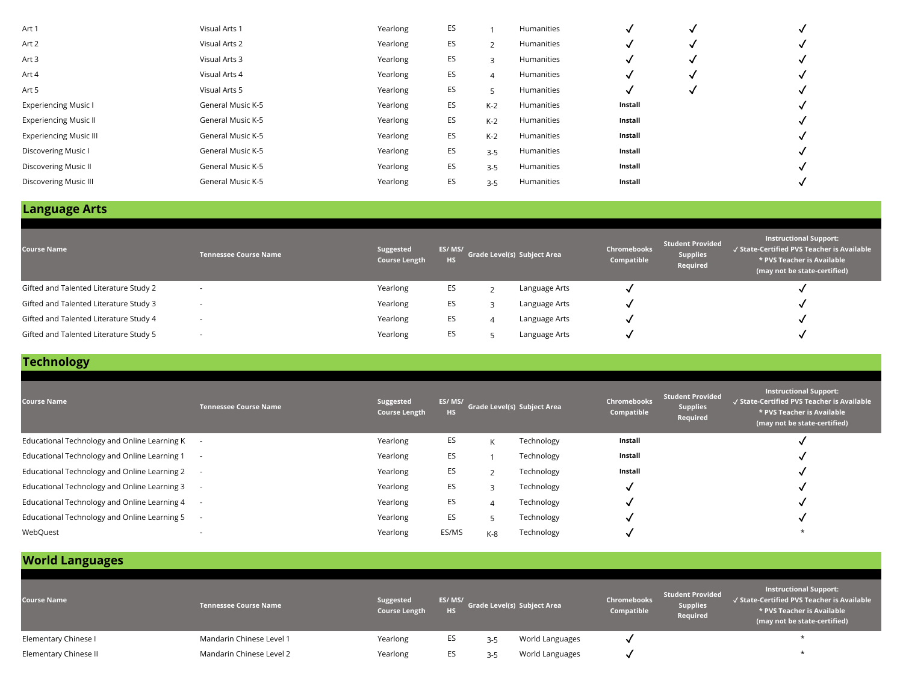| Course Name | Tennessee Course Name | Suggested Course Length | ES/ MS/ HS | Grade Level(s) | Subject Area | Chromebooks Compatible | Student Provided Supplies Required | Instructional Support: ✓ State-Certified PVS Teacher is Available * PVS Teacher is Available (may not be state-certified) |
|---|---|---|---|---|---|---|---|---|
| Art 1 | Visual Arts 1 | Yearlong | ES | 1 | Humanities | ✓ | ✓ | ✓ |
| Art 2 | Visual Arts 2 | Yearlong | ES | 2 | Humanities | ✓ | ✓ | ✓ |
| Art 3 | Visual Arts 3 | Yearlong | ES | 3 | Humanities | ✓ | ✓ | ✓ |
| Art 4 | Visual Arts 4 | Yearlong | ES | 4 | Humanities | ✓ | ✓ | ✓ |
| Art 5 | Visual Arts 5 | Yearlong | ES | 5 | Humanities | ✓ | ✓ | ✓ |
| Experiencing Music I | General Music K-5 | Yearlong | ES | K-2 | Humanities | **Install** | | ✓ |
| Experiencing Music II | General Music K-5 | Yearlong | ES | K-2 | Humanities | **Install** | | ✓ |
| Experiencing Music III | General Music K-5 | Yearlong | ES | K-2 | Humanities | **Install** | | ✓ |
| Discovering Music I | General Music K-5 | Yearlong | ES | 3-5 | Humanities | **Install** | | ✓ |
| Discovering Music II | General Music K-5 | Yearlong | ES | 3-5 | Humanities | **Install** | | ✓ |
| Discovering Music III | General Music K-5 | Yearlong | ES | 3-5 | Humanities | **Install** | | ✓ |

## Language Arts

| Course Name | Tennessee Course Name | Suggested Course Length | ES/ MS/ HS | Grade Level(s) | Subject Area | Chromebooks Compatible | Student Provided Supplies Required | Instructional Support: ✓ State-Certified PVS Teacher is Available * PVS Teacher is Available (may not be state-certified) |
|---|---|---|---|---|---|---|---|---|
| Gifted and Talented Literature Study 2 | - | Yearlong | ES | 2 | Language Arts | ✓ | | ✓ |
| Gifted and Talented Literature Study 3 | - | Yearlong | ES | 3 | Language Arts | ✓ | | ✓ |
| Gifted and Talented Literature Study 4 | - | Yearlong | ES | 4 | Language Arts | ✓ | | ✓ |
| Gifted and Talented Literature Study 5 | - | Yearlong | ES | 5 | Language Arts | ✓ | | ✓ |

## Technology

| Course Name | Tennessee Course Name | Suggested Course Length | ES/ MS/ HS | Grade Level(s) | Subject Area | Chromebooks Compatible | Student Provided Supplies Required | Instructional Support: ✓ State-Certified PVS Teacher is Available * PVS Teacher is Available (may not be state-certified) |
|---|---|---|---|---|---|---|---|---|
| Educational Technology and Online Learning K | - | Yearlong | ES | K | Technology | **Install** | | ✓ |
| Educational Technology and Online Learning 1 | - | Yearlong | ES | 1 | Technology | **Install** | | ✓ |
| Educational Technology and Online Learning 2 | - | Yearlong | ES | 2 | Technology | **Install** | | ✓ |
| Educational Technology and Online Learning 3 | - | Yearlong | ES | 3 | Technology | ✓ | | ✓ |
| Educational Technology and Online Learning 4 | - | Yearlong | ES | 4 | Technology | ✓ | | ✓ |
| Educational Technology and Online Learning 5 | - | Yearlong | ES | 5 | Technology | ✓ | | ✓ |
| WebQuest | - | Yearlong | ES/MS | K-8 | Technology | ✓ | | * |

## World Languages

| Course Name | Tennessee Course Name | Suggested Course Length | ES/ MS/ HS | Grade Level(s) | Subject Area | Chromebooks Compatible | Student Provided Supplies Required | Instructional Support: ✓ State-Certified PVS Teacher is Available * PVS Teacher is Available (may not be state-certified) |
|---|---|---|---|---|---|---|---|---|
| Elementary Chinese I | Mandarin Chinese Level 1 | Yearlong | ES | 3-5 | World Languages | ✓ | | * |
| Elementary Chinese II | Mandarin Chinese Level 2 | Yearlong | ES | 3-5 | World Languages | ✓ | | * |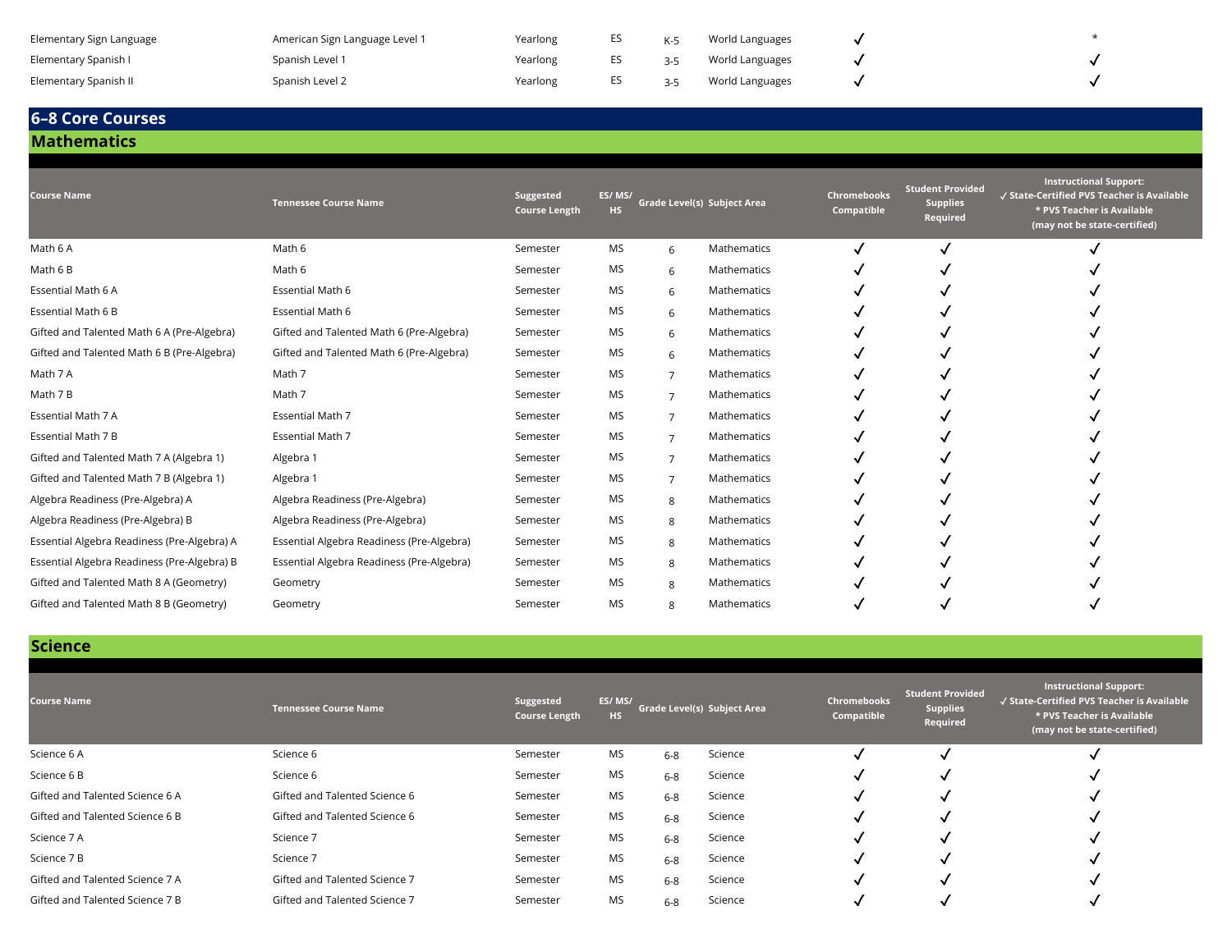| Elementary Sign Language | American Sign Language Level 1 | Yearlong | ES | K-5 | World Languages | ✓ | | * |
|---|---|---|---|---|---|---|---|---|
| Elementary Spanish I | Spanish Level 1 | Yearlong | ES | 3-5 | World Languages | ✓ | | ✓ |
| Elementary Spanish II | Spanish Level 2 | Yearlong | ES | 3-5 | World Languages | ✓ | | ✓ |

# 6–8 Core Courses

## Mathematics

| Course Name | Tennessee Course Name | Suggested Course Length | ES/ MS/ HS | Grade Level(s) | Subject Area | Chromebooks Compatible | Student Provided Supplies Required | Instructional Support: ✓ State-Certified PVS Teacher is Available * PVS Teacher is Available (may not be state-certified) |
|---|---|---|---|---|---|---|---|---|
| Math 6 A | Math 6 | Semester | MS | 6 | Mathematics | ✓ | ✓ | ✓ |
| Math 6 B | Math 6 | Semester | MS | 6 | Mathematics | ✓ | ✓ | ✓ |
| Essential Math 6 A | Essential Math 6 | Semester | MS | 6 | Mathematics | ✓ | ✓ | ✓ |
| Essential Math 6 B | Essential Math 6 | Semester | MS | 6 | Mathematics | ✓ | ✓ | ✓ |
| Gifted and Talented Math 6 A (Pre-Algebra) | Gifted and Talented Math 6 (Pre-Algebra) | Semester | MS | 6 | Mathematics | ✓ | ✓ | ✓ |
| Gifted and Talented Math 6 B (Pre-Algebra) | Gifted and Talented Math 6 (Pre-Algebra) | Semester | MS | 6 | Mathematics | ✓ | ✓ | ✓ |
| Math 7 A | Math 7 | Semester | MS | 7 | Mathematics | ✓ | ✓ | ✓ |
| Math 7 B | Math 7 | Semester | MS | 7 | Mathematics | ✓ | ✓ | ✓ |
| Essential Math 7 A | Essential Math 7 | Semester | MS | 7 | Mathematics | ✓ | ✓ | ✓ |
| Essential Math 7 B | Essential Math 7 | Semester | MS | 7 | Mathematics | ✓ | ✓ | ✓ |
| Gifted and Talented Math 7 A (Algebra 1) | Algebra 1 | Semester | MS | 7 | Mathematics | ✓ | ✓ | ✓ |
| Gifted and Talented Math 7 B (Algebra 1) | Algebra 1 | Semester | MS | 7 | Mathematics | ✓ | ✓ | ✓ |
| Algebra Readiness (Pre-Algebra) A | Algebra Readiness (Pre-Algebra) | Semester | MS | 8 | Mathematics | ✓ | ✓ | ✓ |
| Algebra Readiness (Pre-Algebra) B | Algebra Readiness (Pre-Algebra) | Semester | MS | 8 | Mathematics | ✓ | ✓ | ✓ |
| Essential Algebra Readiness (Pre-Algebra) A | Essential Algebra Readiness (Pre-Algebra) | Semester | MS | 8 | Mathematics | ✓ | ✓ | ✓ |
| Essential Algebra Readiness (Pre-Algebra) B | Essential Algebra Readiness (Pre-Algebra) | Semester | MS | 8 | Mathematics | ✓ | ✓ | ✓ |
| Gifted and Talented Math 8 A (Geometry) | Geometry | Semester | MS | 8 | Mathematics | ✓ | ✓ | ✓ |
| Gifted and Talented Math 8 B (Geometry) | Geometry | Semester | MS | 8 | Mathematics | ✓ | ✓ | ✓ |

## Science

| Course Name | Tennessee Course Name | Suggested Course Length | ES/ MS/ HS | Grade Level(s) | Subject Area | Chromebooks Compatible | Student Provided Supplies Required | Instructional Support: ✓ State-Certified PVS Teacher is Available * PVS Teacher is Available (may not be state-certified) |
|---|---|---|---|---|---|---|---|---|
| Science 6 A | Science 6 | Semester | MS | 6-8 | Science | ✓ | ✓ | ✓ |
| Science 6 B | Science 6 | Semester | MS | 6-8 | Science | ✓ | ✓ | ✓ |
| Gifted and Talented Science 6 A | Gifted and Talented Science 6 | Semester | MS | 6-8 | Science | ✓ | ✓ | ✓ |
| Gifted and Talented Science 6 B | Gifted and Talented Science 6 | Semester | MS | 6-8 | Science | ✓ | ✓ | ✓ |
| Science 7 A | Science 7 | Semester | MS | 6-8 | Science | ✓ | ✓ | ✓ |
| Science 7 B | Science 7 | Semester | MS | 6-8 | Science | ✓ | ✓ | ✓ |
| Gifted and Talented Science 7 A | Gifted and Talented Science 7 | Semester | MS | 6-8 | Science | ✓ | ✓ | ✓ |
| Gifted and Talented Science 7 B | Gifted and Talented Science 7 | Semester | MS | 6-8 | Science | ✓ | ✓ | ✓ |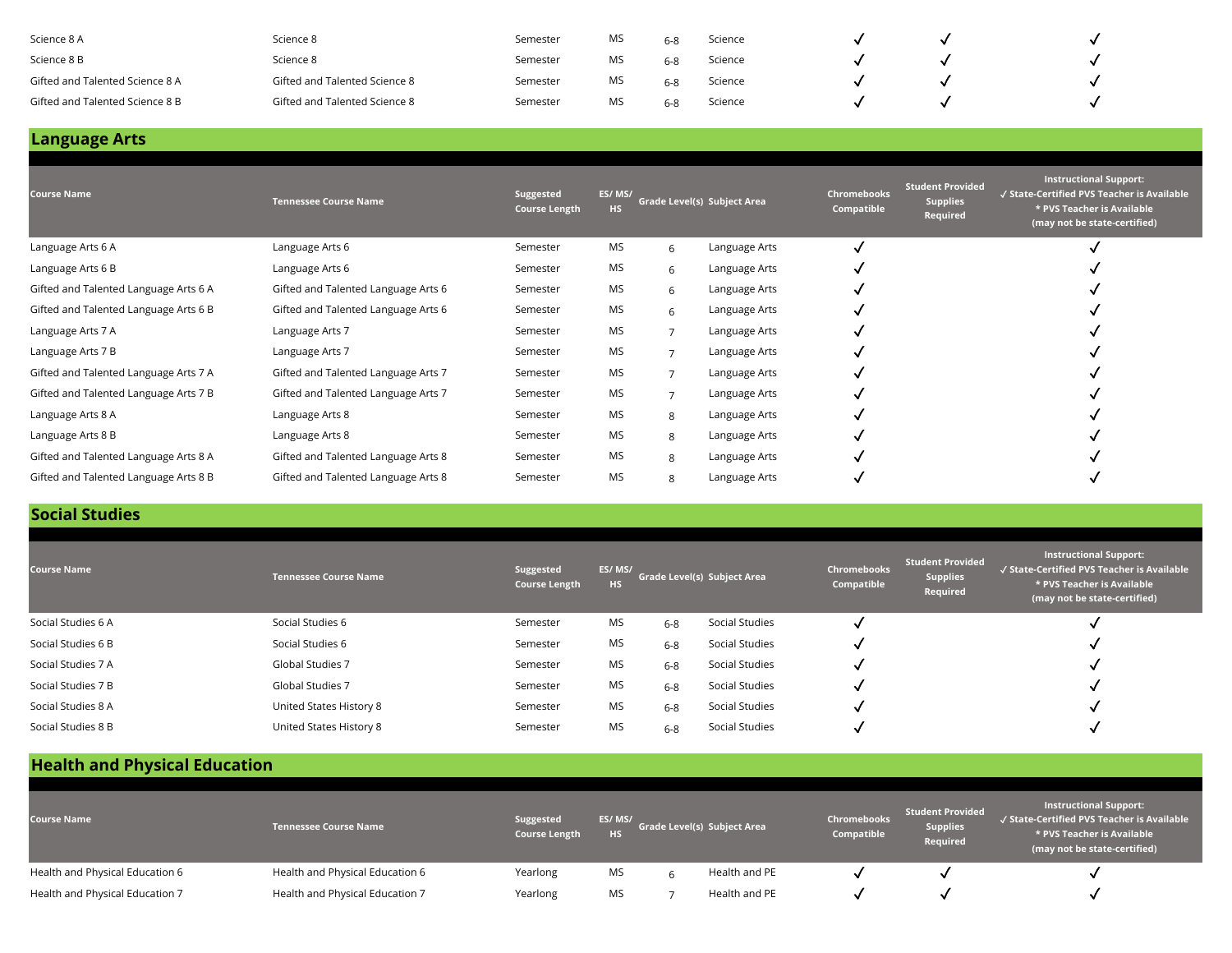| Course Name | Tennessee Course Name | Suggested Course Length | ES/ MS/ HS | Grade Level(s) | Subject Area | Chromebooks Compatible | Student Provided Supplies Required | Instructional Support: ✓ State-Certified PVS Teacher is Available * PVS Teacher is Available (may not be state-certified) |
|---|---|---|---|---|---|---|---|---|
| Science 8 A | Science 8 | Semester | MS | 6-8 | Science | ✓ | ✓ | ✓ |
| Science 8 B | Science 8 | Semester | MS | 6-8 | Science | ✓ | ✓ | ✓ |
| Gifted and Talented Science 8 A | Gifted and Talented Science 8 | Semester | MS | 6-8 | Science | ✓ | ✓ | ✓ |
| Gifted and Talented Science 8 B | Gifted and Talented Science 8 | Semester | MS | 6-8 | Science | ✓ | ✓ | ✓ |

## Language Arts

| Course Name | Tennessee Course Name | Suggested Course Length | ES/ MS/ HS | Grade Level(s) | Subject Area | Chromebooks Compatible | Student Provided Supplies Required | Instructional Support: ✓ State-Certified PVS Teacher is Available * PVS Teacher is Available (may not be state-certified) |
|---|---|---|---|---|---|---|---|---|
| Language Arts 6 A | Language Arts 6 | Semester | MS | 6 | Language Arts | ✓ | | ✓ |
| Language Arts 6 B | Language Arts 6 | Semester | MS | 6 | Language Arts | ✓ | | ✓ |
| Gifted and Talented Language Arts 6 A | Gifted and Talented Language Arts 6 | Semester | MS | 6 | Language Arts | ✓ | | ✓ |
| Gifted and Talented Language Arts 6 B | Gifted and Talented Language Arts 6 | Semester | MS | 6 | Language Arts | ✓ | | ✓ |
| Language Arts 7 A | Language Arts 7 | Semester | MS | 7 | Language Arts | ✓ | | ✓ |
| Language Arts 7 B | Language Arts 7 | Semester | MS | 7 | Language Arts | ✓ | | ✓ |
| Gifted and Talented Language Arts 7 A | Gifted and Talented Language Arts 7 | Semester | MS | 7 | Language Arts | ✓ | | ✓ |
| Gifted and Talented Language Arts 7 B | Gifted and Talented Language Arts 7 | Semester | MS | 7 | Language Arts | ✓ | | ✓ |
| Language Arts 8 A | Language Arts 8 | Semester | MS | 8 | Language Arts | ✓ | | ✓ |
| Language Arts 8 B | Language Arts 8 | Semester | MS | 8 | Language Arts | ✓ | | ✓ |
| Gifted and Talented Language Arts 8 A | Gifted and Talented Language Arts 8 | Semester | MS | 8 | Language Arts | ✓ | | ✓ |
| Gifted and Talented Language Arts 8 B | Gifted and Talented Language Arts 8 | Semester | MS | 8 | Language Arts | ✓ | | ✓ |

## Social Studies

| Course Name | Tennessee Course Name | Suggested Course Length | ES/ MS/ HS | Grade Level(s) | Subject Area | Chromebooks Compatible | Student Provided Supplies Required | Instructional Support: ✓ State-Certified PVS Teacher is Available * PVS Teacher is Available (may not be state-certified) |
|---|---|---|---|---|---|---|---|---|
| Social Studies 6 A | Social Studies 6 | Semester | MS | 6-8 | Social Studies | ✓ | | ✓ |
| Social Studies 6 B | Social Studies 6 | Semester | MS | 6-8 | Social Studies | ✓ | | ✓ |
| Social Studies 7 A | Global Studies 7 | Semester | MS | 6-8 | Social Studies | ✓ | | ✓ |
| Social Studies 7 B | Global Studies 7 | Semester | MS | 6-8 | Social Studies | ✓ | | ✓ |
| Social Studies 8 A | United States History 8 | Semester | MS | 6-8 | Social Studies | ✓ | | ✓ |
| Social Studies 8 B | United States History 8 | Semester | MS | 6-8 | Social Studies | ✓ | | ✓ |

## Health and Physical Education

| Course Name | Tennessee Course Name | Suggested Course Length | ES/ MS/ HS | Grade Level(s) | Subject Area | Chromebooks Compatible | Student Provided Supplies Required | Instructional Support: ✓ State-Certified PVS Teacher is Available * PVS Teacher is Available (may not be state-certified) |
|---|---|---|---|---|---|---|---|---|
| Health and Physical Education 6 | Health and Physical Education 6 | Yearlong | MS | 6 | Health and PE | ✓ | ✓ | ✓ |
| Health and Physical Education 7 | Health and Physical Education 7 | Yearlong | MS | 7 | Health and PE | ✓ | ✓ | ✓ |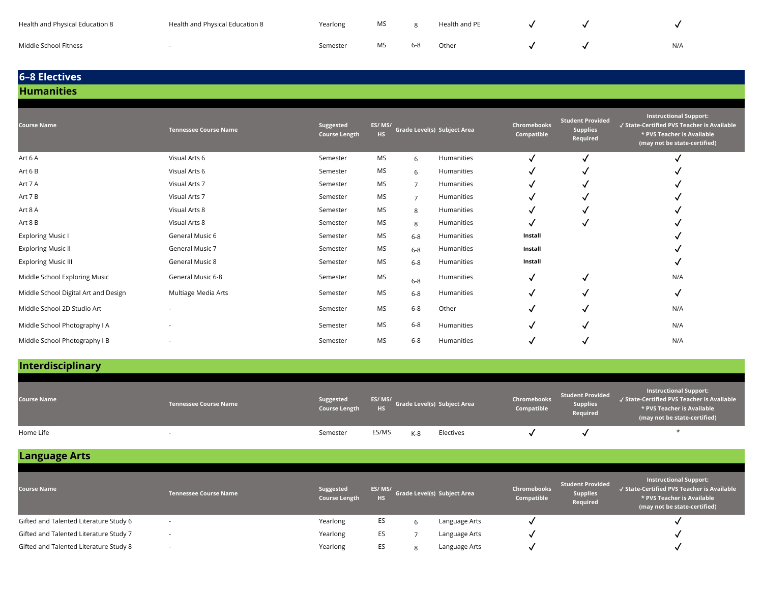| Course Name | Tennessee Course Name | Suggested Course Length | ES/ MS/ HS | Grade Level(s) | Subject Area | Chromebooks Compatible | Student Provided Supplies Required | Instructional Support: ✓ State-Certified PVS Teacher is Available * PVS Teacher is Available (may not be state-certified) |
|---|---|---|---|---|---|---|---|---|
| Health and Physical Education 8 | Health and Physical Education 8 | Yearlong | MS | 8 | Health and PE | ✓ | ✓ | ✓ |
| Middle School Fitness | - | Semester | MS | 6-8 | Other | ✓ | ✓ | N/A |

## 6–8 Electives

### Humanities

| Course Name | Tennessee Course Name | Suggested Course Length | ES/ MS/ HS | Grade Level(s) | Subject Area | Chromebooks Compatible | Student Provided Supplies Required | Instructional Support: ✓ State-Certified PVS Teacher is Available * PVS Teacher is Available (may not be state-certified) |
|---|---|---|---|---|---|---|---|---|
| Art 6 A | Visual Arts 6 | Semester | MS | 6 | Humanities | ✓ | ✓ | ✓ |
| Art 6 B | Visual Arts 6 | Semester | MS | 6 | Humanities | ✓ | ✓ | ✓ |
| Art 7 A | Visual Arts 7 | Semester | MS | 7 | Humanities | ✓ | ✓ | ✓ |
| Art 7 B | Visual Arts 7 | Semester | MS | 7 | Humanities | ✓ | ✓ | ✓ |
| Art 8 A | Visual Arts 8 | Semester | MS | 8 | Humanities | ✓ | ✓ | ✓ |
| Art 8 B | Visual Arts 8 | Semester | MS | 8 | Humanities | ✓ | ✓ | ✓ |
| Exploring Music I | General Music 6 | Semester | MS | 6-8 | Humanities | **Install** | | ✓ |
| Exploring Music II | General Music 7 | Semester | MS | 6-8 | Humanities | **Install** | | ✓ |
| Exploring Music III | General Music 8 | Semester | MS | 6-8 | Humanities | **Install** | | ✓ |
| Middle School Exploring Music | General Music 6-8 | Semester | MS | 6-8 | Humanities | ✓ | ✓ | N/A |
| Middle School Digital Art and Design | Multiage Media Arts | Semester | MS | 6-8 | Humanities | ✓ | ✓ | ✓ |
| Middle School 2D Studio Art | - | Semester | MS | 6-8 | Other | ✓ | ✓ | N/A |
| Middle School Photography I A | - | Semester | MS | 6-8 | Humanities | ✓ | ✓ | N/A |
| Middle School Photography I B | - | Semester | MS | 6-8 | Humanities | ✓ | ✓ | N/A |

### Interdisciplinary

| Course Name | Tennessee Course Name | Suggested Course Length | ES/ MS/ HS | Grade Level(s) | Subject Area | Chromebooks Compatible | Student Provided Supplies Required | Instructional Support: ✓ State-Certified PVS Teacher is Available * PVS Teacher is Available (may not be state-certified) |
|---|---|---|---|---|---|---|---|---|
| Home Life | - | Semester | ES/MS | K-8 | Electives | ✓ | ✓ | * |

### Language Arts

| Course Name | Tennessee Course Name | Suggested Course Length | ES/ MS/ HS | Grade Level(s) | Subject Area | Chromebooks Compatible | Student Provided Supplies Required | Instructional Support: ✓ State-Certified PVS Teacher is Available * PVS Teacher is Available (may not be state-certified) |
|---|---|---|---|---|---|---|---|---|
| Gifted and Talented Literature Study 6 | - | Yearlong | ES | 6 | Language Arts | ✓ | | ✓ |
| Gifted and Talented Literature Study 7 | - | Yearlong | ES | 7 | Language Arts | ✓ | | ✓ |
| Gifted and Talented Literature Study 8 | - | Yearlong | ES | 8 | Language Arts | ✓ | | ✓ |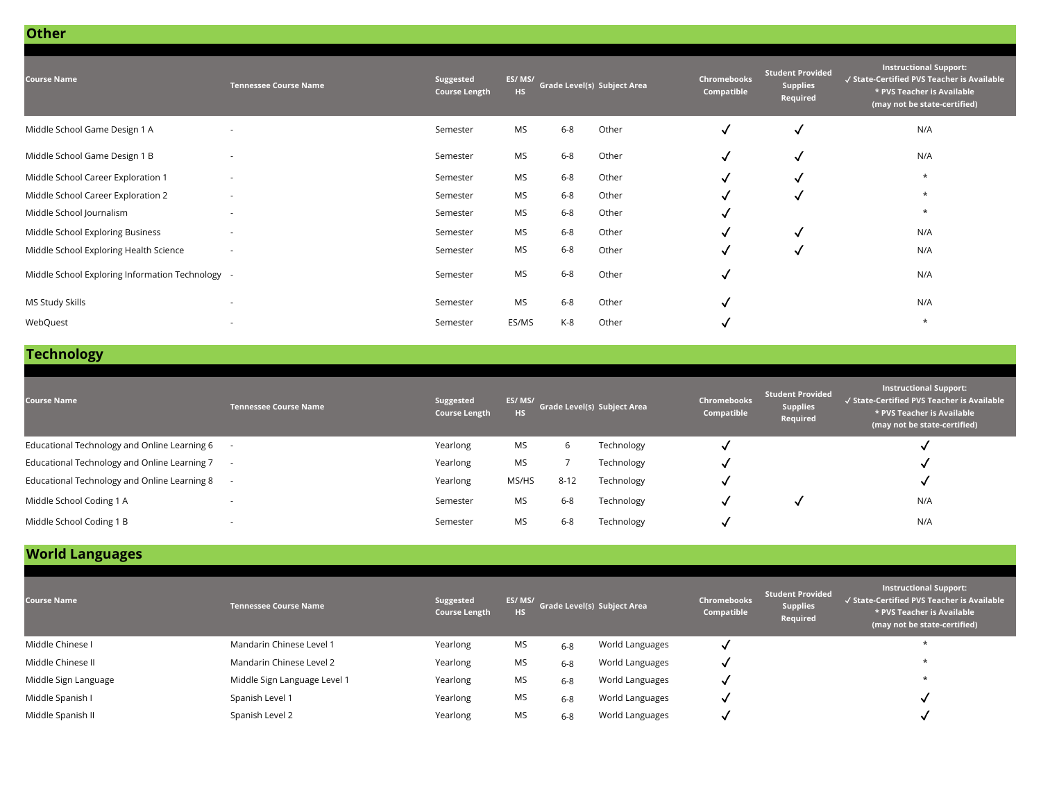## Other

| Course Name | Tennessee Course Name | Suggested Course Length | ES/ MS/ HS | Grade Level(s) | Subject Area | Chromebooks Compatible | Student Provided Supplies Required | Instructional Support: ✓ State-Certified PVS Teacher is Available * PVS Teacher is Available (may not be state-certified) |
|---|---|---|---|---|---|---|---|---|
| Middle School Game Design 1 A | - | Semester | MS | 6-8 | Other | ✓ | ✓ | N/A |
| Middle School Game Design 1 B | - | Semester | MS | 6-8 | Other | ✓ | ✓ | N/A |
| Middle School Career Exploration 1 | - | Semester | MS | 6-8 | Other | ✓ | ✓ | * |
| Middle School Career Exploration 2 | - | Semester | MS | 6-8 | Other | ✓ | ✓ | * |
| Middle School Journalism | - | Semester | MS | 6-8 | Other | ✓ | | * |
| Middle School Exploring Business | - | Semester | MS | 6-8 | Other | ✓ | ✓ | N/A |
| Middle School Exploring Health Science | - | Semester | MS | 6-8 | Other | ✓ | ✓ | N/A |
| Middle School Exploring Information Technology | - | Semester | MS | 6-8 | Other | ✓ | | N/A |
| MS Study Skills | - | Semester | MS | 6-8 | Other | ✓ | | N/A |
| WebQuest | - | Semester | ES/MS | K-8 | Other | ✓ | | * |

## Technology

| Course Name | Tennessee Course Name | Suggested Course Length | ES/ MS/ HS | Grade Level(s) | Subject Area | Chromebooks Compatible | Student Provided Supplies Required | Instructional Support: ✓ State-Certified PVS Teacher is Available * PVS Teacher is Available (may not be state-certified) |
|---|---|---|---|---|---|---|---|---|
| Educational Technology and Online Learning 6 | - | Yearlong | MS | 6 | Technology | ✓ | | ✓ |
| Educational Technology and Online Learning 7 | - | Yearlong | MS | 7 | Technology | ✓ | | ✓ |
| Educational Technology and Online Learning 8 | - | Yearlong | MS/HS | 8-12 | Technology | ✓ | | ✓ |
| Middle School Coding 1 A | - | Semester | MS | 6-8 | Technology | ✓ | ✓ | N/A |
| Middle School Coding 1 B | - | Semester | MS | 6-8 | Technology | ✓ | | N/A |

## World Languages

| Course Name | Tennessee Course Name | Suggested Course Length | ES/ MS/ HS | Grade Level(s) | Subject Area | Chromebooks Compatible | Student Provided Supplies Required | Instructional Support: ✓ State-Certified PVS Teacher is Available * PVS Teacher is Available (may not be state-certified) |
|---|---|---|---|---|---|---|---|---|
| Middle Chinese I | Mandarin Chinese Level 1 | Yearlong | MS | 6-8 | World Languages | ✓ | | * |
| Middle Chinese II | Mandarin Chinese Level 2 | Yearlong | MS | 6-8 | World Languages | ✓ | | * |
| Middle Sign Language | Middle Sign Language Level 1 | Yearlong | MS | 6-8 | World Languages | ✓ | | * |
| Middle Spanish I | Spanish Level 1 | Yearlong | MS | 6-8 | World Languages | ✓ | | ✓ |
| Middle Spanish II | Spanish Level 2 | Yearlong | MS | 6-8 | World Languages | ✓ | | ✓ |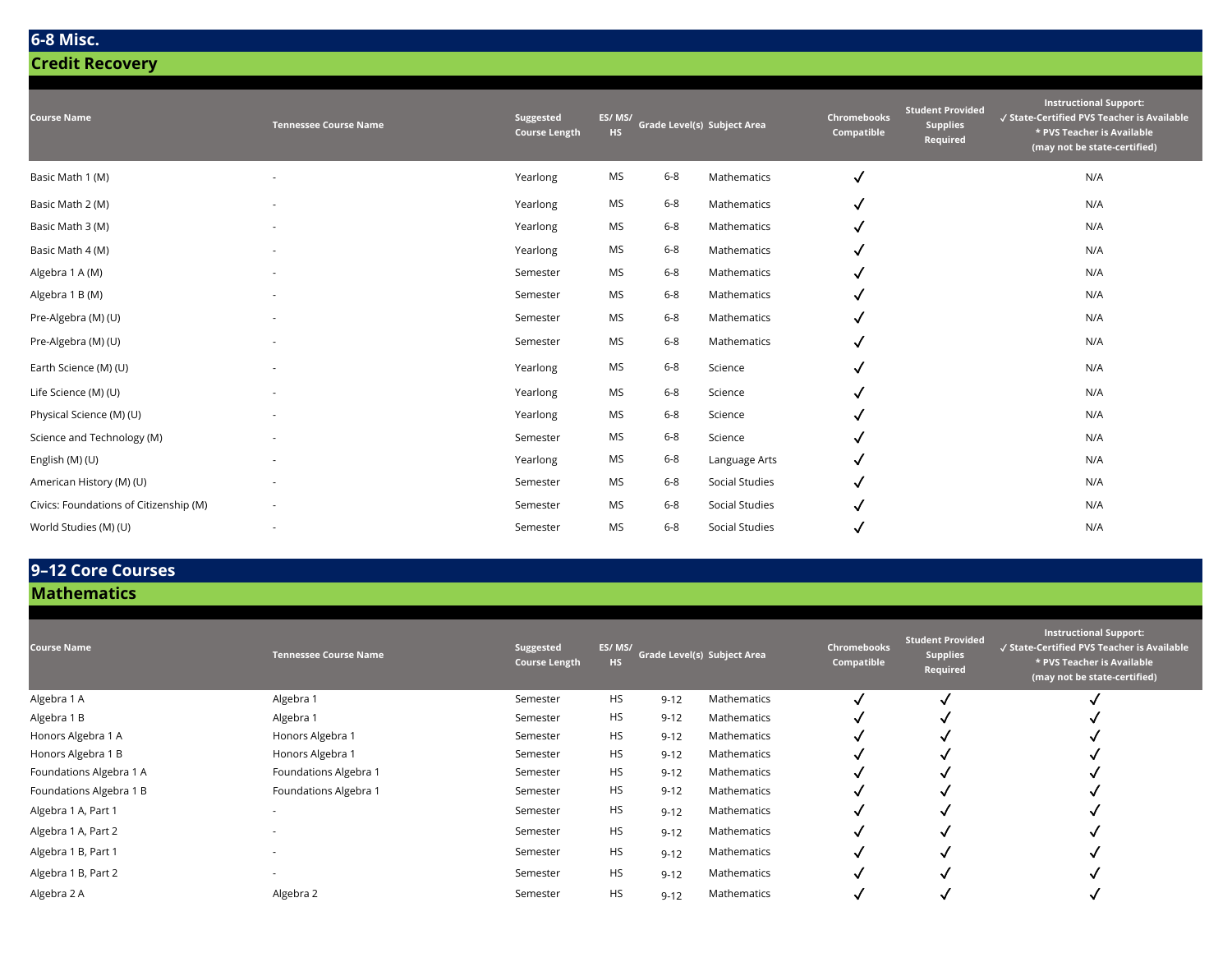## 6-8 Misc.

### Credit Recovery

| Course Name | Tennessee Course Name | Suggested Course Length | ES/ MS/ HS | Grade Level(s) | Subject Area | Chromebooks Compatible | Student Provided Supplies Required | Instructional Support: ✓ State-Certified PVS Teacher is Available * PVS Teacher is Available (may not be state-certified) |
|---|---|---|---|---|---|---|---|---|
| Basic Math 1 (M) | - | Yearlong | MS | 6-8 | Mathematics | ✓ | | N/A |
| Basic Math 2 (M) | - | Yearlong | MS | 6-8 | Mathematics | ✓ | | N/A |
| Basic Math 3 (M) | - | Yearlong | MS | 6-8 | Mathematics | ✓ | | N/A |
| Basic Math 4 (M) | - | Yearlong | MS | 6-8 | Mathematics | ✓ | | N/A |
| Algebra 1 A (M) | - | Semester | MS | 6-8 | Mathematics | ✓ | | N/A |
| Algebra 1 B (M) | - | Semester | MS | 6-8 | Mathematics | ✓ | | N/A |
| Pre-Algebra (M) (U) | - | Semester | MS | 6-8 | Mathematics | ✓ | | N/A |
| Pre-Algebra (M) (U) | - | Semester | MS | 6-8 | Mathematics | ✓ | | N/A |
| Earth Science (M) (U) | - | Yearlong | MS | 6-8 | Science | ✓ | | N/A |
| Life Science (M) (U) | - | Yearlong | MS | 6-8 | Science | ✓ | | N/A |
| Physical Science (M) (U) | - | Yearlong | MS | 6-8 | Science | ✓ | | N/A |
| Science and Technology (M) | - | Semester | MS | 6-8 | Science | ✓ | | N/A |
| English (M) (U) | - | Yearlong | MS | 6-8 | Language Arts | ✓ | | N/A |
| American History (M) (U) | - | Semester | MS | 6-8 | Social Studies | ✓ | | N/A |
| Civics: Foundations of Citizenship (M) | - | Semester | MS | 6-8 | Social Studies | ✓ | | N/A |
| World Studies (M) (U) | - | Semester | MS | 6-8 | Social Studies | ✓ | | N/A |

## 9–12 Core Courses

### Mathematics

| Course Name | Tennessee Course Name | Suggested Course Length | ES/ MS/ HS | Grade Level(s) | Subject Area | Chromebooks Compatible | Student Provided Supplies Required | Instructional Support: ✓ State-Certified PVS Teacher is Available * PVS Teacher is Available (may not be state-certified) |
|---|---|---|---|---|---|---|---|---|
| Algebra 1 A | Algebra 1 | Semester | HS | 9-12 | Mathematics | ✓ | ✓ | ✓ |
| Algebra 1 B | Algebra 1 | Semester | HS | 9-12 | Mathematics | ✓ | ✓ | ✓ |
| Honors Algebra 1 A | Honors Algebra 1 | Semester | HS | 9-12 | Mathematics | ✓ | ✓ | ✓ |
| Honors Algebra 1 B | Honors Algebra 1 | Semester | HS | 9-12 | Mathematics | ✓ | ✓ | ✓ |
| Foundations Algebra 1 A | Foundations Algebra 1 | Semester | HS | 9-12 | Mathematics | ✓ | ✓ | ✓ |
| Foundations Algebra 1 B | Foundations Algebra 1 | Semester | HS | 9-12 | Mathematics | ✓ | ✓ | ✓ |
| Algebra 1 A, Part 1 | - | Semester | HS | 9-12 | Mathematics | ✓ | ✓ | ✓ |
| Algebra 1 A, Part 2 | - | Semester | HS | 9-12 | Mathematics | ✓ | ✓ | ✓ |
| Algebra 1 B, Part 1 | - | Semester | HS | 9-12 | Mathematics | ✓ | ✓ | ✓ |
| Algebra 1 B, Part 2 | - | Semester | HS | 9-12 | Mathematics | ✓ | ✓ | ✓ |
| Algebra 2 A | Algebra 2 | Semester | HS | 9-12 | Mathematics | ✓ | ✓ | ✓ |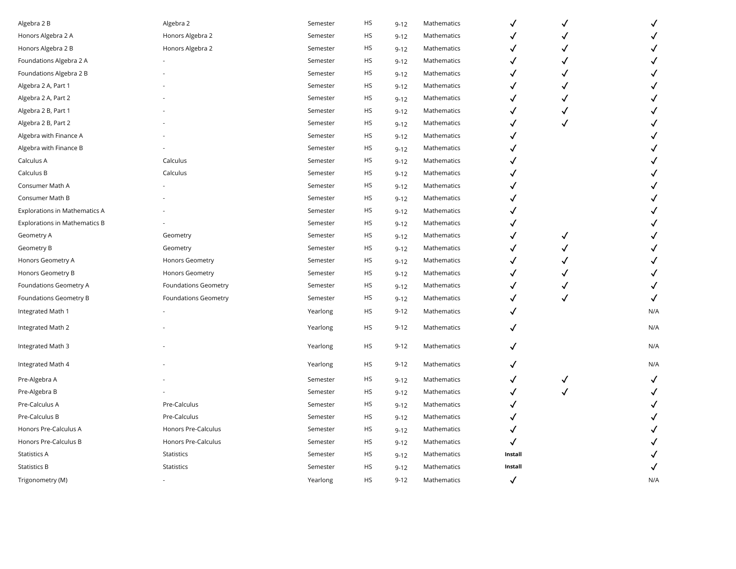| | | | | | | | | |
|---|---|---|---|---|---|---|---|---|
| Algebra 2 B | Algebra 2 | Semester | HS | 9-12 | Mathematics | ✓ | ✓ | ✓ |
| Honors Algebra 2 A | Honors Algebra 2 | Semester | HS | 9-12 | Mathematics | ✓ | ✓ | ✓ |
| Honors Algebra 2 B | Honors Algebra 2 | Semester | HS | 9-12 | Mathematics | ✓ | ✓ | ✓ |
| Foundations Algebra 2 A | - | Semester | HS | 9-12 | Mathematics | ✓ | ✓ | ✓ |
| Foundations Algebra 2 B | - | Semester | HS | 9-12 | Mathematics | ✓ | ✓ | ✓ |
| Algebra 2 A, Part 1 | - | Semester | HS | 9-12 | Mathematics | ✓ | ✓ | ✓ |
| Algebra 2 A, Part 2 | - | Semester | HS | 9-12 | Mathematics | ✓ | ✓ | ✓ |
| Algebra 2 B, Part 1 | - | Semester | HS | 9-12 | Mathematics | ✓ | ✓ | ✓ |
| Algebra 2 B, Part 2 | - | Semester | HS | 9-12 | Mathematics | ✓ | ✓ | ✓ |
| Algebra with Finance A | - | Semester | HS | 9-12 | Mathematics | ✓ | | ✓ |
| Algebra with Finance B | - | Semester | HS | 9-12 | Mathematics | ✓ | | ✓ |
| Calculus A | Calculus | Semester | HS | 9-12 | Mathematics | ✓ | | ✓ |
| Calculus B | Calculus | Semester | HS | 9-12 | Mathematics | ✓ | | ✓ |
| Consumer Math A | - | Semester | HS | 9-12 | Mathematics | ✓ | | ✓ |
| Consumer Math B | - | Semester | HS | 9-12 | Mathematics | ✓ | | ✓ |
| Explorations in Mathematics A | - | Semester | HS | 9-12 | Mathematics | ✓ | | ✓ |
| Explorations in Mathematics B | - | Semester | HS | 9-12 | Mathematics | ✓ | | ✓ |
| Geometry A | Geometry | Semester | HS | 9-12 | Mathematics | ✓ | ✓ | ✓ |
| Geometry B | Geometry | Semester | HS | 9-12 | Mathematics | ✓ | ✓ | ✓ |
| Honors Geometry A | Honors Geometry | Semester | HS | 9-12 | Mathematics | ✓ | ✓ | ✓ |
| Honors Geometry B | Honors Geometry | Semester | HS | 9-12 | Mathematics | ✓ | ✓ | ✓ |
| Foundations Geometry A | Foundations Geometry | Semester | HS | 9-12 | Mathematics | ✓ | ✓ | ✓ |
| Foundations Geometry B | Foundations Geometry | Semester | HS | 9-12 | Mathematics | ✓ | ✓ | ✓ |
| Integrated Math 1 | - | Yearlong | HS | 9-12 | Mathematics | ✓ | | N/A |
| Integrated Math 2 | - | Yearlong | HS | 9-12 | Mathematics | ✓ | | N/A |
| Integrated Math 3 | - | Yearlong | HS | 9-12 | Mathematics | ✓ | | N/A |
| Integrated Math 4 | - | Yearlong | HS | 9-12 | Mathematics | ✓ | | N/A |
| Pre-Algebra A | - | Semester | HS | 9-12 | Mathematics | ✓ | ✓ | ✓ |
| Pre-Algebra B | - | Semester | HS | 9-12 | Mathematics | ✓ | ✓ | ✓ |
| Pre-Calculus A | Pre-Calculus | Semester | HS | 9-12 | Mathematics | ✓ | | ✓ |
| Pre-Calculus B | Pre-Calculus | Semester | HS | 9-12 | Mathematics | ✓ | | ✓ |
| Honors Pre-Calculus A | Honors Pre-Calculus | Semester | HS | 9-12 | Mathematics | ✓ | | ✓ |
| Honors Pre-Calculus B | Honors Pre-Calculus | Semester | HS | 9-12 | Mathematics | ✓ | | ✓ |
| Statistics A | Statistics | Semester | HS | 9-12 | Mathematics | **Install** | | ✓ |
| Statistics B | Statistics | Semester | HS | 9-12 | Mathematics | **Install** | | ✓ |
| Trigonometry (M) | - | Yearlong | HS | 9-12 | Mathematics | ✓ | | N/A |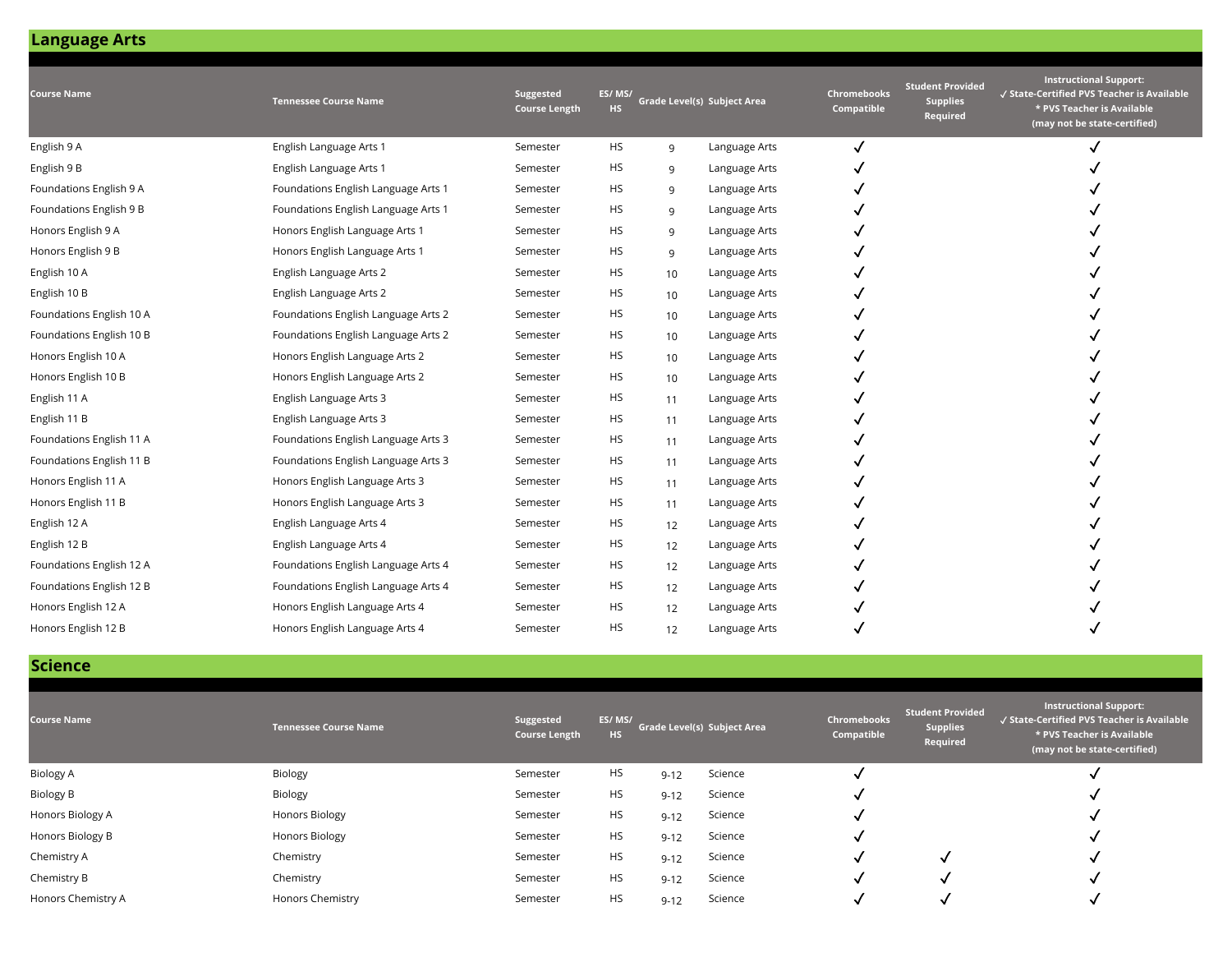## Language Arts

| Course Name | Tennessee Course Name | Suggested Course Length | ES/ MS/ HS | Grade Level(s) | Subject Area | Chromebooks Compatible | Student Provided Supplies Required | Instructional Support: ✓ State-Certified PVS Teacher is Available * PVS Teacher is Available (may not be state-certified) |
|---|---|---|---|---|---|---|---|---|
| English 9 A | English Language Arts 1 | Semester | HS | 9 | Language Arts | ✓ | | ✓ |
| English 9 B | English Language Arts 1 | Semester | HS | 9 | Language Arts | ✓ | | ✓ |
| Foundations English 9 A | Foundations English Language Arts 1 | Semester | HS | 9 | Language Arts | ✓ | | ✓ |
| Foundations English 9 B | Foundations English Language Arts 1 | Semester | HS | 9 | Language Arts | ✓ | | ✓ |
| Honors English 9 A | Honors English Language Arts 1 | Semester | HS | 9 | Language Arts | ✓ | | ✓ |
| Honors English 9 B | Honors English Language Arts 1 | Semester | HS | 9 | Language Arts | ✓ | | ✓ |
| English 10 A | English Language Arts 2 | Semester | HS | 10 | Language Arts | ✓ | | ✓ |
| English 10 B | English Language Arts 2 | Semester | HS | 10 | Language Arts | ✓ | | ✓ |
| Foundations English 10 A | Foundations English Language Arts 2 | Semester | HS | 10 | Language Arts | ✓ | | ✓ |
| Foundations English 10 B | Foundations English Language Arts 2 | Semester | HS | 10 | Language Arts | ✓ | | ✓ |
| Honors English 10 A | Honors English Language Arts 2 | Semester | HS | 10 | Language Arts | ✓ | | ✓ |
| Honors English 10 B | Honors English Language Arts 2 | Semester | HS | 10 | Language Arts | ✓ | | ✓ |
| English 11 A | English Language Arts 3 | Semester | HS | 11 | Language Arts | ✓ | | ✓ |
| English 11 B | English Language Arts 3 | Semester | HS | 11 | Language Arts | ✓ | | ✓ |
| Foundations English 11 A | Foundations English Language Arts 3 | Semester | HS | 11 | Language Arts | ✓ | | ✓ |
| Foundations English 11 B | Foundations English Language Arts 3 | Semester | HS | 11 | Language Arts | ✓ | | ✓ |
| Honors English 11 A | Honors English Language Arts 3 | Semester | HS | 11 | Language Arts | ✓ | | ✓ |
| Honors English 11 B | Honors English Language Arts 3 | Semester | HS | 11 | Language Arts | ✓ | | ✓ |
| English 12 A | English Language Arts 4 | Semester | HS | 12 | Language Arts | ✓ | | ✓ |
| English 12 B | English Language Arts 4 | Semester | HS | 12 | Language Arts | ✓ | | ✓ |
| Foundations English 12 A | Foundations English Language Arts 4 | Semester | HS | 12 | Language Arts | ✓ | | ✓ |
| Foundations English 12 B | Foundations English Language Arts 4 | Semester | HS | 12 | Language Arts | ✓ | | ✓ |
| Honors English 12 A | Honors English Language Arts 4 | Semester | HS | 12 | Language Arts | ✓ | | ✓ |
| Honors English 12 B | Honors English Language Arts 4 | Semester | HS | 12 | Language Arts | ✓ | | ✓ |

## Science

| Course Name | Tennessee Course Name | Suggested Course Length | ES/ MS/ HS | Grade Level(s) | Subject Area | Chromebooks Compatible | Student Provided Supplies Required | Instructional Support: ✓ State-Certified PVS Teacher is Available * PVS Teacher is Available (may not be state-certified) |
|---|---|---|---|---|---|---|---|---|
| Biology A | Biology | Semester | HS | 9-12 | Science | ✓ | | ✓ |
| Biology B | Biology | Semester | HS | 9-12 | Science | ✓ | | ✓ |
| Honors Biology A | Honors Biology | Semester | HS | 9-12 | Science | ✓ | | ✓ |
| Honors Biology B | Honors Biology | Semester | HS | 9-12 | Science | ✓ | | ✓ |
| Chemistry A | Chemistry | Semester | HS | 9-12 | Science | ✓ | ✓ | ✓ |
| Chemistry B | Chemistry | Semester | HS | 9-12 | Science | ✓ | ✓ | ✓ |
| Honors Chemistry A | Honors Chemistry | Semester | HS | 9-12 | Science | ✓ | ✓ | ✓ |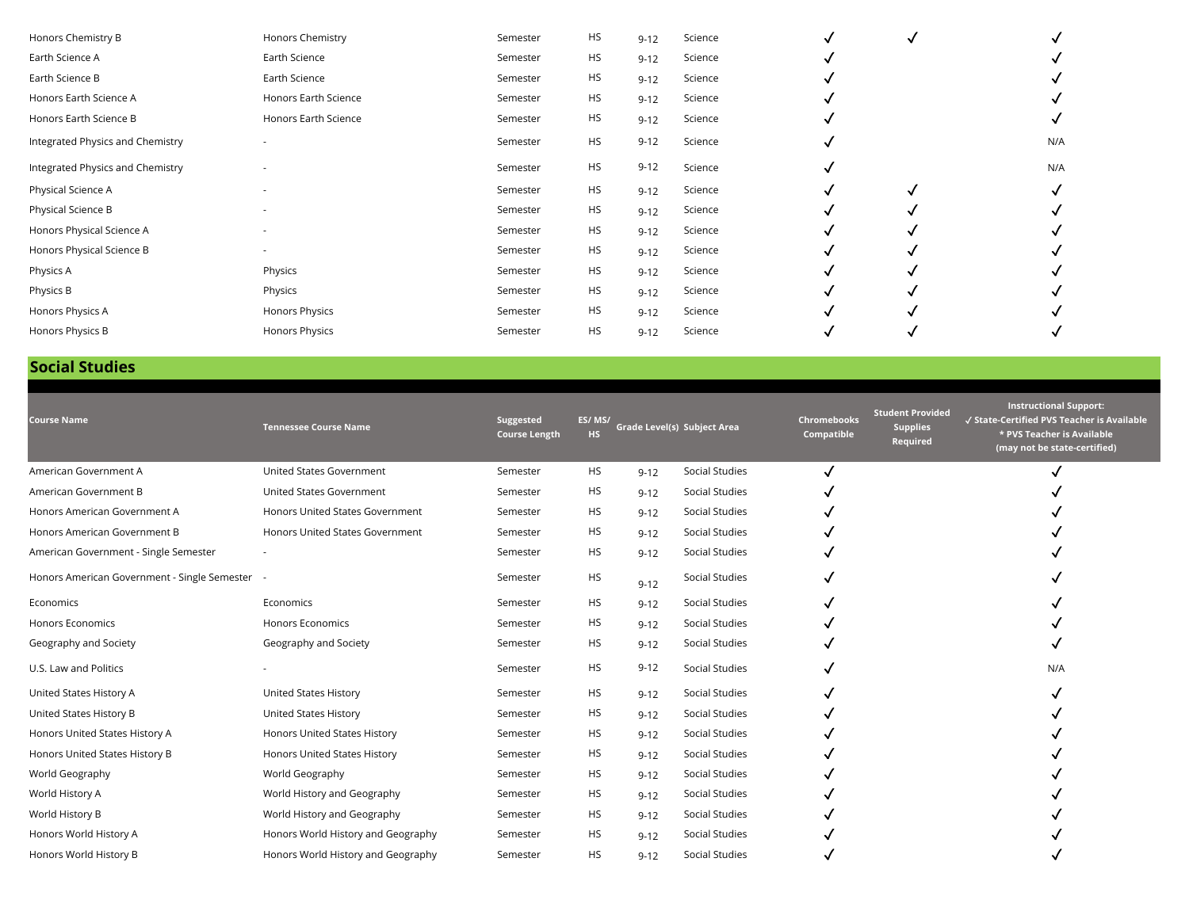| Course Name | Tennessee Course Name | Suggested Course Length | ES/ MS/ HS | Grade Level(s) | Subject Area | Chromebooks Compatible | Student Provided Supplies Required | Instructional Support: ✓ State-Certified PVS Teacher is Available * PVS Teacher is Available (may not be state-certified) |
|---|---|---|---|---|---|---|---|---|
| Honors Chemistry B | Honors Chemistry | Semester | HS | 9-12 | Science | ✓ | ✓ | ✓ |
| Earth Science A | Earth Science | Semester | HS | 9-12 | Science | ✓ | | ✓ |
| Earth Science B | Earth Science | Semester | HS | 9-12 | Science | ✓ | | ✓ |
| Honors Earth Science A | Honors Earth Science | Semester | HS | 9-12 | Science | ✓ | | ✓ |
| Honors Earth Science B | Honors Earth Science | Semester | HS | 9-12 | Science | ✓ | | ✓ |
| Integrated Physics and Chemistry | - | Semester | HS | 9-12 | Science | ✓ | | N/A |
| Integrated Physics and Chemistry | - | Semester | HS | 9-12 | Science | ✓ | | N/A |
| Physical Science A | - | Semester | HS | 9-12 | Science | ✓ | ✓ | ✓ |
| Physical Science B | - | Semester | HS | 9-12 | Science | ✓ | ✓ | ✓ |
| Honors Physical Science A | - | Semester | HS | 9-12 | Science | ✓ | ✓ | ✓ |
| Honors Physical Science B | - | Semester | HS | 9-12 | Science | ✓ | ✓ | ✓ |
| Physics A | Physics | Semester | HS | 9-12 | Science | ✓ | ✓ | ✓ |
| Physics B | Physics | Semester | HS | 9-12 | Science | ✓ | ✓ | ✓ |
| Honors Physics A | Honors Physics | Semester | HS | 9-12 | Science | ✓ | ✓ | ✓ |
| Honors Physics B | Honors Physics | Semester | HS | 9-12 | Science | ✓ | ✓ | ✓ |

## Social Studies

| Course Name | Tennessee Course Name | Suggested Course Length | ES/ MS/ HS | Grade Level(s) | Subject Area | Chromebooks Compatible | Student Provided Supplies Required | Instructional Support: ✓ State-Certified PVS Teacher is Available * PVS Teacher is Available (may not be state-certified) |
|---|---|---|---|---|---|---|---|---|
| American Government A | United States Government | Semester | HS | 9-12 | Social Studies | ✓ | | ✓ |
| American Government B | United States Government | Semester | HS | 9-12 | Social Studies | ✓ | | ✓ |
| Honors American Government A | Honors United States Government | Semester | HS | 9-12 | Social Studies | ✓ | | ✓ |
| Honors American Government B | Honors United States Government | Semester | HS | 9-12 | Social Studies | ✓ | | ✓ |
| American Government - Single Semester | - | Semester | HS | 9-12 | Social Studies | ✓ | | ✓ |
| Honors American Government - Single Semester | - | Semester | HS | 9-12 | Social Studies | ✓ | | ✓ |
| Economics | Economics | Semester | HS | 9-12 | Social Studies | ✓ | | ✓ |
| Honors Economics | Honors Economics | Semester | HS | 9-12 | Social Studies | ✓ | | ✓ |
| Geography and Society | Geography and Society | Semester | HS | 9-12 | Social Studies | ✓ | | ✓ |
| U.S. Law and Politics | - | Semester | HS | 9-12 | Social Studies | ✓ | | N/A |
| United States History A | United States History | Semester | HS | 9-12 | Social Studies | ✓ | | ✓ |
| United States History B | United States History | Semester | HS | 9-12 | Social Studies | ✓ | | ✓ |
| Honors United States History A | Honors United States History | Semester | HS | 9-12 | Social Studies | ✓ | | ✓ |
| Honors United States History B | Honors United States History | Semester | HS | 9-12 | Social Studies | ✓ | | ✓ |
| World Geography | World Geography | Semester | HS | 9-12 | Social Studies | ✓ | | ✓ |
| World History A | World History and Geography | Semester | HS | 9-12 | Social Studies | ✓ | | ✓ |
| World History B | World History and Geography | Semester | HS | 9-12 | Social Studies | ✓ | | ✓ |
| Honors World History A | Honors World History and Geography | Semester | HS | 9-12 | Social Studies | ✓ | | ✓ |
| Honors World History B | Honors World History and Geography | Semester | HS | 9-12 | Social Studies | ✓ | | ✓ |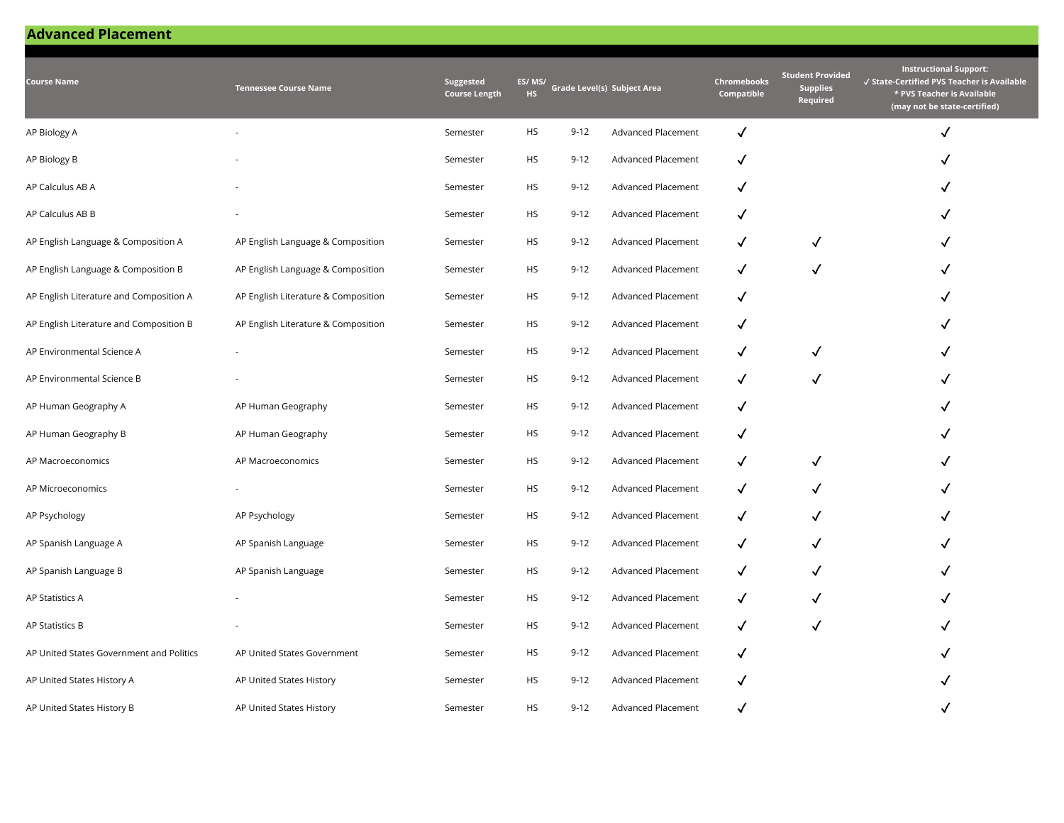## Advanced Placement

| Course Name | Tennessee Course Name | Suggested Course Length | ES/ MS/ HS | Grade Level(s) | Subject Area | Chromebooks Compatible | Student Provided Supplies Required | Instructional Support: ✓ State-Certified PVS Teacher is Available * PVS Teacher is Available (may not be state-certified) |
|---|---|---|---|---|---|---|---|---|
| AP Biology A | - | Semester | HS | 9-12 | Advanced Placement | ✓ | | ✓ |
| AP Biology B | - | Semester | HS | 9-12 | Advanced Placement | ✓ | | ✓ |
| AP Calculus AB A | - | Semester | HS | 9-12 | Advanced Placement | ✓ | | ✓ |
| AP Calculus AB B | - | Semester | HS | 9-12 | Advanced Placement | ✓ | | ✓ |
| AP English Language & Composition A | AP English Language & Composition | Semester | HS | 9-12 | Advanced Placement | ✓ | ✓ | ✓ |
| AP English Language & Composition B | AP English Language & Composition | Semester | HS | 9-12 | Advanced Placement | ✓ | ✓ | ✓ |
| AP English Literature and Composition A | AP English Literature & Composition | Semester | HS | 9-12 | Advanced Placement | ✓ | | ✓ |
| AP English Literature and Composition B | AP English Literature & Composition | Semester | HS | 9-12 | Advanced Placement | ✓ | | ✓ |
| AP Environmental Science A | - | Semester | HS | 9-12 | Advanced Placement | ✓ | ✓ | ✓ |
| AP Environmental Science B | - | Semester | HS | 9-12 | Advanced Placement | ✓ | ✓ | ✓ |
| AP Human Geography A | AP Human Geography | Semester | HS | 9-12 | Advanced Placement | ✓ | | ✓ |
| AP Human Geography B | AP Human Geography | Semester | HS | 9-12 | Advanced Placement | ✓ | | ✓ |
| AP Macroeconomics | AP Macroeconomics | Semester | HS | 9-12 | Advanced Placement | ✓ | ✓ | ✓ |
| AP Microeconomics | - | Semester | HS | 9-12 | Advanced Placement | ✓ | ✓ | ✓ |
| AP Psychology | AP Psychology | Semester | HS | 9-12 | Advanced Placement | ✓ | ✓ | ✓ |
| AP Spanish Language A | AP Spanish Language | Semester | HS | 9-12 | Advanced Placement | ✓ | ✓ | ✓ |
| AP Spanish Language B | AP Spanish Language | Semester | HS | 9-12 | Advanced Placement | ✓ | ✓ | ✓ |
| AP Statistics A | - | Semester | HS | 9-12 | Advanced Placement | ✓ | ✓ | ✓ |
| AP Statistics B | - | Semester | HS | 9-12 | Advanced Placement | ✓ | ✓ | ✓ |
| AP United States Government and Politics | AP United States Government | Semester | HS | 9-12 | Advanced Placement | ✓ | | ✓ |
| AP United States History A | AP United States History | Semester | HS | 9-12 | Advanced Placement | ✓ | | ✓ |
| AP United States History B | AP United States History | Semester | HS | 9-12 | Advanced Placement | ✓ | | ✓ |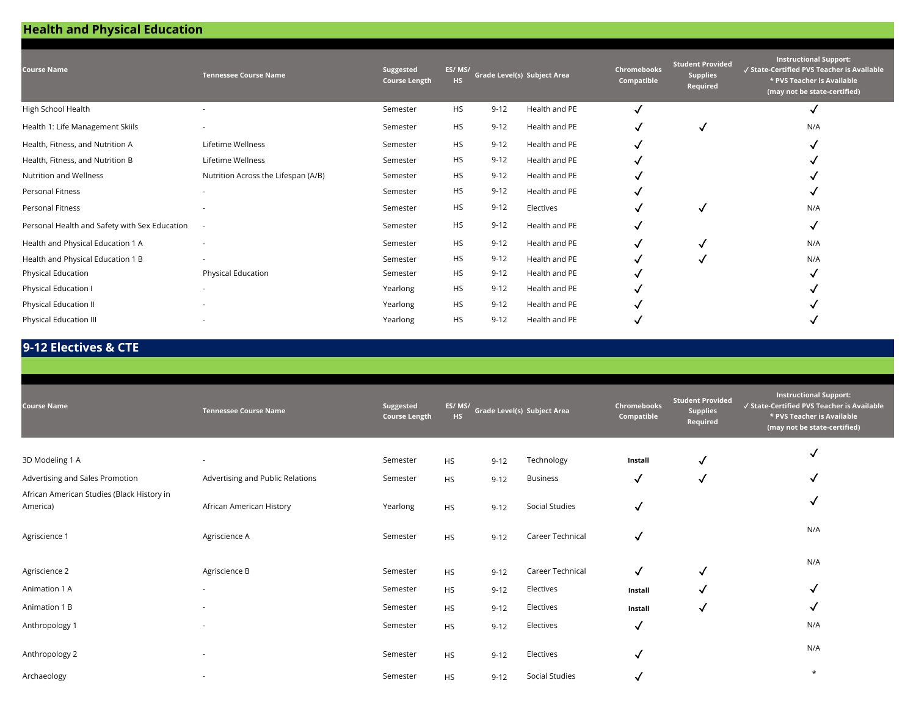## Health and Physical Education

| Course Name | Tennessee Course Name | Suggested Course Length | ES/ MS/ HS | Grade Level(s) | Subject Area | Chromebooks Compatible | Student Provided Supplies Required | Instructional Support: ✓ State-Certified PVS Teacher is Available * PVS Teacher is Available (may not be state-certified) |
|---|---|---|---|---|---|---|---|---|
| High School Health | - | Semester | HS | 9-12 | Health and PE | ✓ | | ✓ |
| Health 1: Life Management Skiils | - | Semester | HS | 9-12 | Health and PE | ✓ | ✓ | N/A |
| Health, Fitness, and Nutrition A | Lifetime Wellness | Semester | HS | 9-12 | Health and PE | ✓ | | ✓ |
| Health, Fitness, and Nutrition B | Lifetime Wellness | Semester | HS | 9-12 | Health and PE | ✓ | | ✓ |
| Nutrition and Wellness | Nutrition Across the Lifespan (A/B) | Semester | HS | 9-12 | Health and PE | ✓ | | ✓ |
| Personal Fitness | - | Semester | HS | 9-12 | Health and PE | ✓ | | ✓ |
| Personal Fitness | - | Semester | HS | 9-12 | Electives | ✓ | ✓ | N/A |
| Personal Health and Safety with Sex Education | - | Semester | HS | 9-12 | Health and PE | ✓ | | ✓ |
| Health and Physical Education 1 A | - | Semester | HS | 9-12 | Health and PE | ✓ | ✓ | N/A |
| Health and Physical Education 1 B | - | Semester | HS | 9-12 | Health and PE | ✓ | ✓ | N/A |
| Physical Education | Physical Education | Semester | HS | 9-12 | Health and PE | ✓ | | ✓ |
| Physical Education I | - | Yearlong | HS | 9-12 | Health and PE | ✓ | | ✓ |
| Physical Education II | - | Yearlong | HS | 9-12 | Health and PE | ✓ | | ✓ |
| Physical Education III | - | Yearlong | HS | 9-12 | Health and PE | ✓ | | ✓ |

## 9-12 Electives & CTE

| Course Name | Tennessee Course Name | Suggested Course Length | ES/ MS/ HS | Grade Level(s) | Subject Area | Chromebooks Compatible | Student Provided Supplies Required | Instructional Support: ✓ State-Certified PVS Teacher is Available * PVS Teacher is Available (may not be state-certified) |
|---|---|---|---|---|---|---|---|---|
| 3D Modeling 1 A | - | Semester | HS | 9-12 | Technology | **Install** | ✓ | ✓ |
| Advertising and Sales Promotion | Advertising and Public Relations | Semester | HS | 9-12 | Business | ✓ | ✓ | ✓ |
| African American Studies (Black History in America) | African American History | Yearlong | HS | 9-12 | Social Studies | ✓ | | ✓ |
| Agriscience 1 | Agriscience A | Semester | HS | 9-12 | Career Technical | ✓ | | N/A |
| Agriscience 2 | Agriscience B | Semester | HS | 9-12 | Career Technical | ✓ | ✓ | N/A |
| Animation 1 A | - | Semester | HS | 9-12 | Electives | **Install** | ✓ | ✓ |
| Animation 1 B | - | Semester | HS | 9-12 | Electives | **Install** | ✓ | ✓ |
| Anthropology 1 | - | Semester | HS | 9-12 | Electives | ✓ | | N/A |
| Anthropology 2 | - | Semester | HS | 9-12 | Electives | ✓ | | N/A |
| Archaeology | - | Semester | HS | 9-12 | Social Studies | ✓ | | * |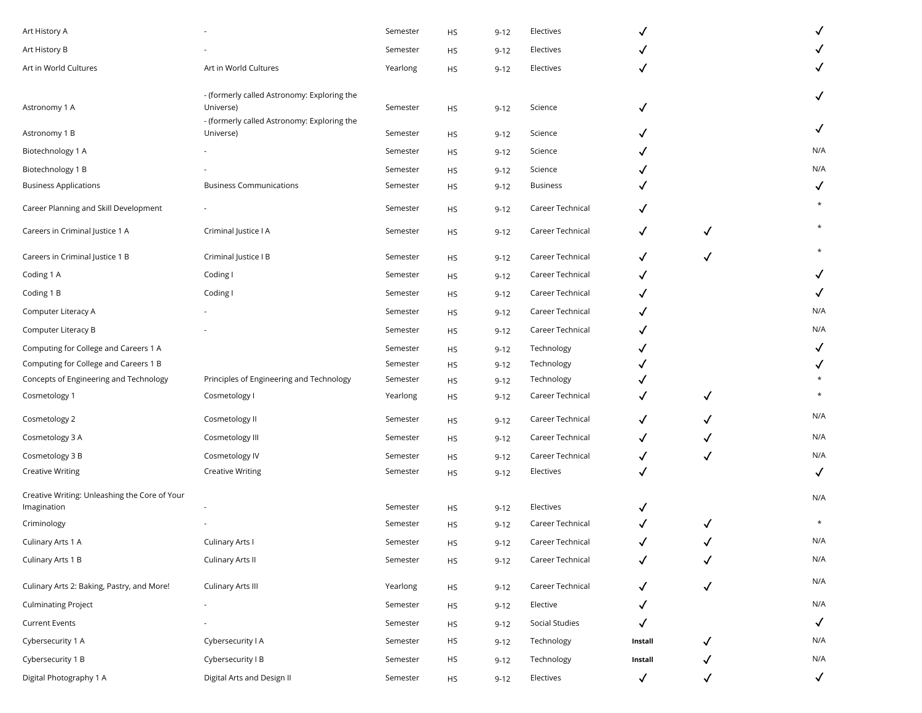| | | | | | | | | |
|---|---|---|---|---|---|---|---|---|
| Art History A | - | Semester | HS | 9-12 | Electives | ✓ | | ✓ |
| Art History B | - | Semester | HS | 9-12 | Electives | ✓ | | ✓ |
| Art in World Cultures | Art in World Cultures | Yearlong | HS | 9-12 | Electives | ✓ | | ✓ |
| Astronomy 1 A | - (formerly called Astronomy: Exploring the Universe) | Semester | HS | 9-12 | Science | ✓ | | ✓ |
| Astronomy 1 B | - (formerly called Astronomy: Exploring the Universe) | Semester | HS | 9-12 | Science | ✓ | | ✓ |
| Biotechnology 1 A | - | Semester | HS | 9-12 | Science | ✓ | | N/A |
| Biotechnology 1 B | - | Semester | HS | 9-12 | Science | ✓ | | N/A |
| Business Applications | Business Communications | Semester | HS | 9-12 | Business | ✓ | | ✓ |
| Career Planning and Skill Development | - | Semester | HS | 9-12 | Career Technical | ✓ | | * |
| Careers in Criminal Justice 1 A | Criminal Justice I A | Semester | HS | 9-12 | Career Technical | ✓ | ✓ | * |
| Careers in Criminal Justice 1 B | Criminal Justice I B | Semester | HS | 9-12 | Career Technical | ✓ | ✓ | * |
| Coding 1 A | Coding I | Semester | HS | 9-12 | Career Technical | ✓ | | ✓ |
| Coding 1 B | Coding I | Semester | HS | 9-12 | Career Technical | ✓ | | ✓ |
| Computer Literacy A | - | Semester | HS | 9-12 | Career Technical | ✓ | | N/A |
| Computer Literacy B | - | Semester | HS | 9-12 | Career Technical | ✓ | | N/A |
| Computing for College and Careers 1 A | | Semester | HS | 9-12 | Technology | ✓ | | ✓ |
| Computing for College and Careers 1 B | | Semester | HS | 9-12 | Technology | ✓ | | ✓ |
| Concepts of Engineering and Technology | Principles of Engineering and Technology | Semester | HS | 9-12 | Technology | ✓ | | * |
| Cosmetology 1 | Cosmetology I | Yearlong | HS | 9-12 | Career Technical | ✓ | ✓ | * |
| Cosmetology 2 | Cosmetology II | Semester | HS | 9-12 | Career Technical | ✓ | ✓ | N/A |
| Cosmetology 3 A | Cosmetology III | Semester | HS | 9-12 | Career Technical | ✓ | ✓ | N/A |
| Cosmetology 3 B | Cosmetology IV | Semester | HS | 9-12 | Career Technical | ✓ | ✓ | N/A |
| Creative Writing | Creative Writing | Semester | HS | 9-12 | Electives | ✓ | | ✓ |
| Creative Writing: Unleashing the Core of Your Imagination | - | Semester | HS | 9-12 | Electives | ✓ | | N/A |
| Criminology | - | Semester | HS | 9-12 | Career Technical | ✓ | ✓ | * |
| Culinary Arts 1 A | Culinary Arts I | Semester | HS | 9-12 | Career Technical | ✓ | ✓ | N/A |
| Culinary Arts 1 B | Culinary Arts II | Semester | HS | 9-12 | Career Technical | ✓ | ✓ | N/A |
| Culinary Arts 2: Baking, Pastry, and More! | Culinary Arts III | Yearlong | HS | 9-12 | Career Technical | ✓ | ✓ | N/A |
| Culminating Project | - | Semester | HS | 9-12 | Elective | ✓ | | N/A |
| Current Events | - | Semester | HS | 9-12 | Social Studies | ✓ | | ✓ |
| Cybersecurity 1 A | Cybersecurity I A | Semester | HS | 9-12 | Technology | **Install** | ✓ | N/A |
| Cybersecurity 1 B | Cybersecurity I B | Semester | HS | 9-12 | Technology | **Install** | ✓ | N/A |
| Digital Photography 1 A | Digital Arts and Design II | Semester | HS | 9-12 | Electives | ✓ | ✓ | ✓ |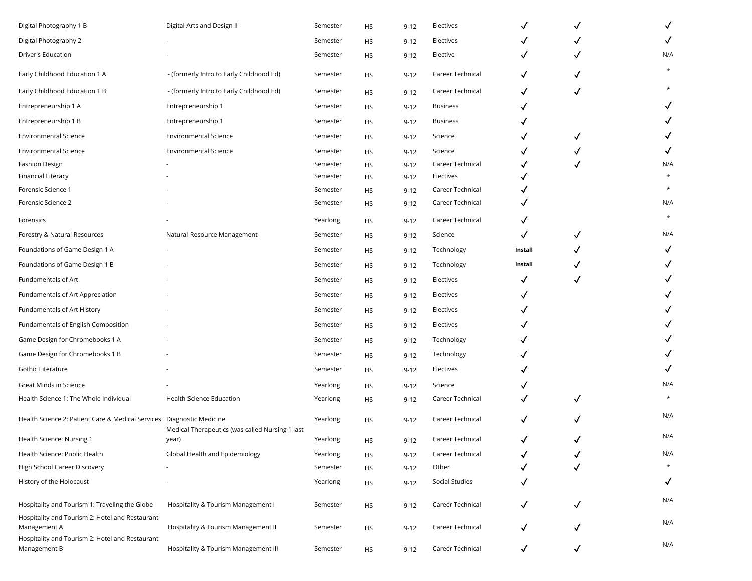| | | | | | | | | |
|---|---|---|---|---|---|---|---|---|
| Digital Photography 1 B | Digital Arts and Design II | Semester | HS | 9-12 | Electives | ✓ | ✓ | ✓ |
| Digital Photography 2 | - | Semester | HS | 9-12 | Electives | ✓ | ✓ | ✓ |
| Driver's Education | - | Semester | HS | 9-12 | Elective | ✓ | ✓ | N/A |
| Early Childhood Education 1 A | - (formerly Intro to Early Childhood Ed) | Semester | HS | 9-12 | Career Technical | ✓ | ✓ | * |
| Early Childhood Education 1 B | - (formerly Intro to Early Childhood Ed) | Semester | HS | 9-12 | Career Technical | ✓ | ✓ | * |
| Entrepreneurship 1 A | Entrepreneurship 1 | Semester | HS | 9-12 | Business | ✓ | | ✓ |
| Entrepreneurship 1 B | Entrepreneurship 1 | Semester | HS | 9-12 | Business | ✓ | | ✓ |
| Environmental Science | Environmental Science | Semester | HS | 9-12 | Science | ✓ | ✓ | ✓ |
| Environmental Science | Environmental Science | Semester | HS | 9-12 | Science | ✓ | ✓ | ✓ |
| Fashion Design | - | Semester | HS | 9-12 | Career Technical | ✓ | ✓ | N/A |
| Financial Literacy | - | Semester | HS | 9-12 | Electives | ✓ | | * |
| Forensic Science 1 | - | Semester | HS | 9-12 | Career Technical | ✓ | | * |
| Forensic Science 2 | - | Semester | HS | 9-12 | Career Technical | ✓ | | N/A |
| Forensics | - | Yearlong | HS | 9-12 | Career Technical | ✓ | | * |
| Forestry & Natural Resources | Natural Resource Management | Semester | HS | 9-12 | Science | ✓ | ✓ | N/A |
| Foundations of Game Design 1 A | - | Semester | HS | 9-12 | Technology | **Install** | ✓ | ✓ |
| Foundations of Game Design 1 B | - | Semester | HS | 9-12 | Technology | **Install** | ✓ | ✓ |
| Fundamentals of Art | - | Semester | HS | 9-12 | Electives | ✓ | ✓ | ✓ |
| Fundamentals of Art Appreciation | - | Semester | HS | 9-12 | Electives | ✓ | | ✓ |
| Fundamentals of Art History | - | Semester | HS | 9-12 | Electives | ✓ | | ✓ |
| Fundamentals of English Composition | - | Semester | HS | 9-12 | Electives | ✓ | | ✓ |
| Game Design for Chromebooks 1 A | - | Semester | HS | 9-12 | Technology | ✓ | | ✓ |
| Game Design for Chromebooks 1 B | - | Semester | HS | 9-12 | Technology | ✓ | | ✓ |
| Gothic Literature | - | Semester | HS | 9-12 | Electives | ✓ | | ✓ |
| Great Minds in Science | - | Yearlong | HS | 9-12 | Science | ✓ | | N/A |
| Health Science 1: The Whole Individual | Health Science Education | Yearlong | HS | 9-12 | Career Technical | ✓ | ✓ | * |
| Health Science 2: Patient Care & Medical Services | Diagnostic Medicine | Yearlong | HS | 9-12 | Career Technical | ✓ | ✓ | N/A |
| Health Science: Nursing 1 | Medical Therapeutics (was called Nursing 1 last year) | Yearlong | HS | 9-12 | Career Technical | ✓ | ✓ | N/A |
| Health Science: Public Health | Global Health and Epidemiology | Yearlong | HS | 9-12 | Career Technical | ✓ | ✓ | N/A |
| High School Career Discovery | - | Semester | HS | 9-12 | Other | ✓ | ✓ | * |
| History of the Holocaust | - | Yearlong | HS | 9-12 | Social Studies | ✓ | | ✓ |
| Hospitality and Tourism 1: Traveling the Globe | Hospitality & Tourism Management I | Semester | HS | 9-12 | Career Technical | ✓ | ✓ | N/A |
| Hospitality and Tourism 2: Hotel and Restaurant Management A | Hospitality & Tourism Management II | Semester | HS | 9-12 | Career Technical | ✓ | ✓ | N/A |
| Hospitality and Tourism 2: Hotel and Restaurant Management B | Hospitality & Tourism Management III | Semester | HS | 9-12 | Career Technical | ✓ | ✓ | N/A |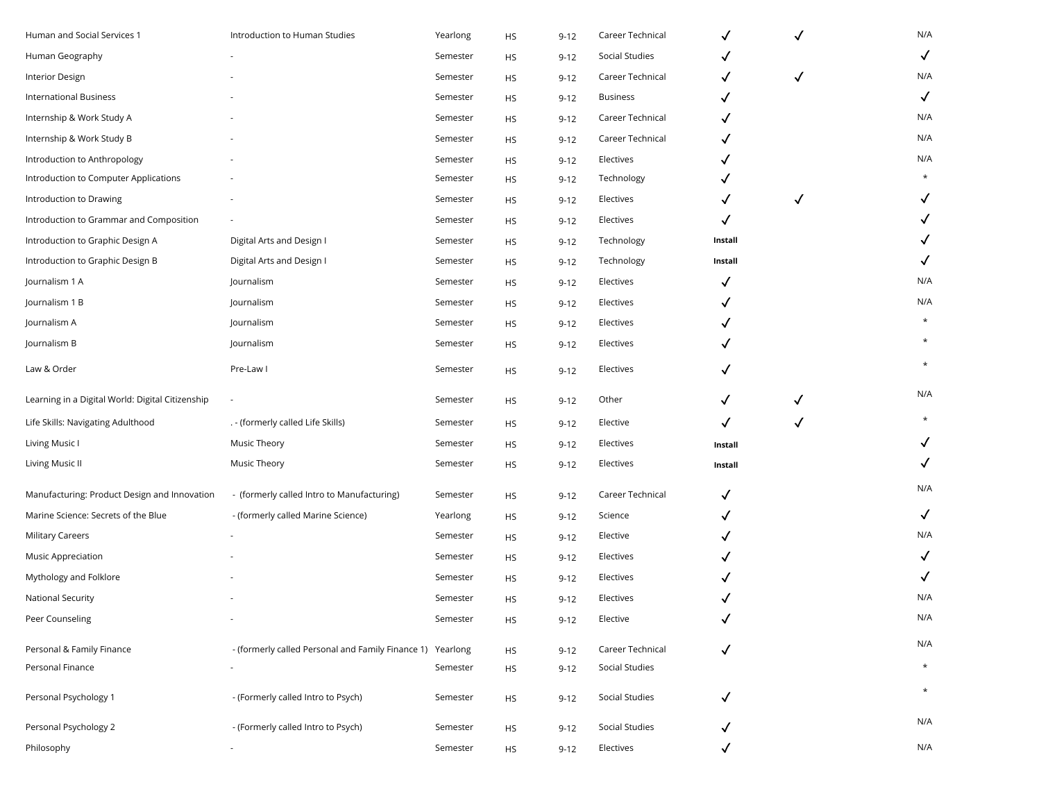| | | | | | | | | |
|---|---|---|---|---|---|---|---|---|
| Human and Social Services 1 | Introduction to Human Studies | Yearlong | HS | 9-12 | Career Technical | ✓ | ✓ | N/A |
| Human Geography | - | Semester | HS | 9-12 | Social Studies | ✓ | | ✓ |
| Interior Design | - | Semester | HS | 9-12 | Career Technical | ✓ | ✓ | N/A |
| International Business | - | Semester | HS | 9-12 | Business | ✓ | | ✓ |
| Internship & Work Study A | - | Semester | HS | 9-12 | Career Technical | ✓ | | N/A |
| Internship & Work Study B | - | Semester | HS | 9-12 | Career Technical | ✓ | | N/A |
| Introduction to Anthropology | - | Semester | HS | 9-12 | Electives | ✓ | | N/A |
| Introduction to Computer Applications | - | Semester | HS | 9-12 | Technology | ✓ | | * |
| Introduction to Drawing | - | Semester | HS | 9-12 | Electives | ✓ | ✓ | ✓ |
| Introduction to Grammar and Composition | - | Semester | HS | 9-12 | Electives | ✓ | | ✓ |
| Introduction to Graphic Design A | Digital Arts and Design I | Semester | HS | 9-12 | Technology | **Install** | | ✓ |
| Introduction to Graphic Design B | Digital Arts and Design I | Semester | HS | 9-12 | Technology | **Install** | | ✓ |
| Journalism 1 A | Journalism | Semester | HS | 9-12 | Electives | ✓ | | N/A |
| Journalism 1 B | Journalism | Semester | HS | 9-12 | Electives | ✓ | | N/A |
| Journalism A | Journalism | Semester | HS | 9-12 | Electives | ✓ | | * |
| Journalism B | Journalism | Semester | HS | 9-12 | Electives | ✓ | | * |
| Law & Order | Pre-Law I | Semester | HS | 9-12 | Electives | ✓ | | * |
| Learning in a Digital World: Digital Citizenship | - | Semester | HS | 9-12 | Other | ✓ | ✓ | N/A |
| Life Skills: Navigating Adulthood | . - (formerly called Life Skills) | Semester | HS | 9-12 | Elective | ✓ | ✓ | * |
| Living Music I | Music Theory | Semester | HS | 9-12 | Electives | **Install** | | ✓ |
| Living Music II | Music Theory | Semester | HS | 9-12 | Electives | **Install** | | ✓ |
| Manufacturing: Product Design and Innovation | - (formerly called Intro to Manufacturing) | Semester | HS | 9-12 | Career Technical | ✓ | | N/A |
| Marine Science: Secrets of the Blue | - (formerly called Marine Science) | Yearlong | HS | 9-12 | Science | ✓ | | ✓ |
| Military Careers | - | Semester | HS | 9-12 | Elective | ✓ | | N/A |
| Music Appreciation | - | Semester | HS | 9-12 | Electives | ✓ | | ✓ |
| Mythology and Folklore | - | Semester | HS | 9-12 | Electives | ✓ | | ✓ |
| National Security | - | Semester | HS | 9-12 | Electives | ✓ | | N/A |
| Peer Counseling | - | Semester | HS | 9-12 | Elective | ✓ | | N/A |
| Personal & Family Finance | - (formerly called Personal and Family Finance 1) | Yearlong | HS | 9-12 | Career Technical | ✓ | | N/A |
| Personal Finance | - | Semester | HS | 9-12 | Social Studies | | | * |
| Personal Psychology 1 | - (Formerly called Intro to Psych) | Semester | HS | 9-12 | Social Studies | ✓ | | * |
| Personal Psychology 2 | - (Formerly called Intro to Psych) | Semester | HS | 9-12 | Social Studies | ✓ | | N/A |
| Philosophy | - | Semester | HS | 9-12 | Electives | ✓ | | N/A |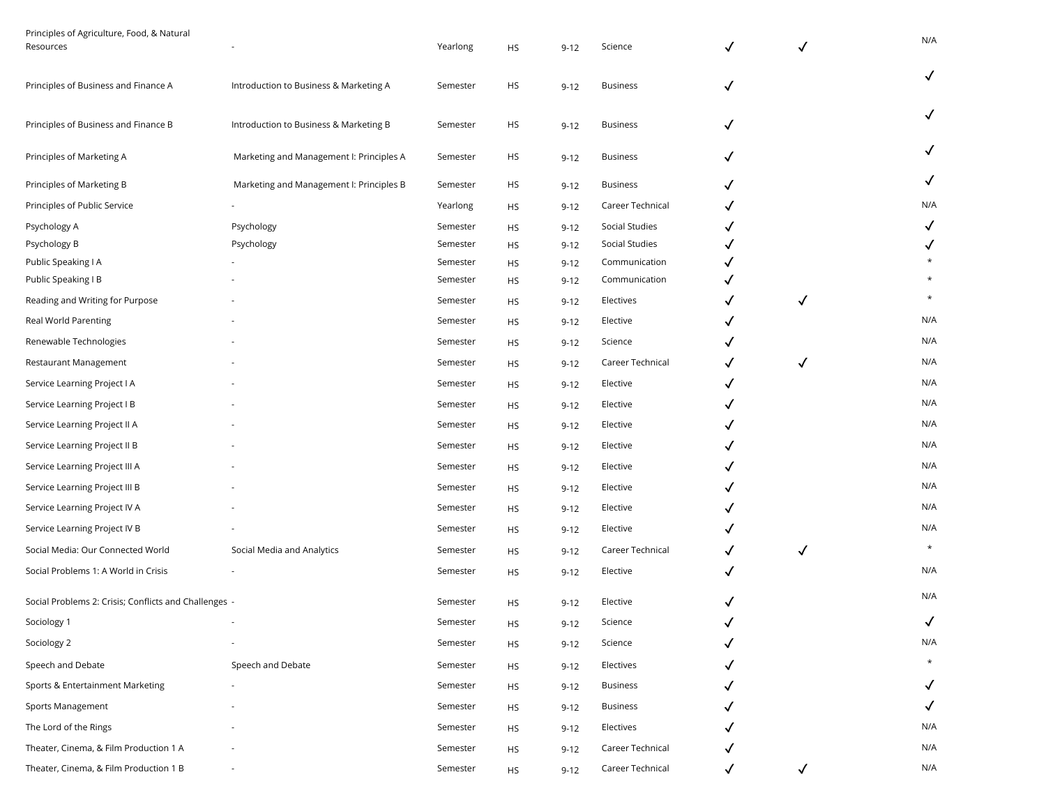| | | | | | | | | |
|---|---|---|---|---|---|---|---|---|
| Principles of Agriculture, Food, & Natural Resources | - | Yearlong | HS | 9-12 | Science | ✓ | ✓ | N/A |
| Principles of Business and Finance A | Introduction to Business & Marketing A | Semester | HS | 9-12 | Business | ✓ | | ✓ |
| Principles of Business and Finance B | Introduction to Business & Marketing B | Semester | HS | 9-12 | Business | ✓ | | ✓ |
| Principles of Marketing A | Marketing and Management I: Principles A | Semester | HS | 9-12 | Business | ✓ | | ✓ |
| Principles of Marketing B | Marketing and Management I: Principles B | Semester | HS | 9-12 | Business | ✓ | | ✓ |
| Principles of Public Service | - | Yearlong | HS | 9-12 | Career Technical | ✓ | | N/A |
| Psychology A | Psychology | Semester | HS | 9-12 | Social Studies | ✓ | | ✓ |
| Psychology B | Psychology | Semester | HS | 9-12 | Social Studies | ✓ | | ✓ |
| Public Speaking I A | - | Semester | HS | 9-12 | Communication | ✓ | | * |
| Public Speaking I B | - | Semester | HS | 9-12 | Communication | ✓ | | * |
| Reading and Writing for Purpose | - | Semester | HS | 9-12 | Electives | ✓ | ✓ | * |
| Real World Parenting | - | Semester | HS | 9-12 | Elective | ✓ | | N/A |
| Renewable Technologies | - | Semester | HS | 9-12 | Science | ✓ | | N/A |
| Restaurant Management | - | Semester | HS | 9-12 | Career Technical | ✓ | ✓ | N/A |
| Service Learning Project I A | - | Semester | HS | 9-12 | Elective | ✓ | | N/A |
| Service Learning Project I B | - | Semester | HS | 9-12 | Elective | ✓ | | N/A |
| Service Learning Project II A | - | Semester | HS | 9-12 | Elective | ✓ | | N/A |
| Service Learning Project II B | - | Semester | HS | 9-12 | Elective | ✓ | | N/A |
| Service Learning Project III A | - | Semester | HS | 9-12 | Elective | ✓ | | N/A |
| Service Learning Project III B | - | Semester | HS | 9-12 | Elective | ✓ | | N/A |
| Service Learning Project IV A | - | Semester | HS | 9-12 | Elective | ✓ | | N/A |
| Service Learning Project IV B | - | Semester | HS | 9-12 | Elective | ✓ | | N/A |
| Social Media: Our Connected World | Social Media and Analytics | Semester | HS | 9-12 | Career Technical | ✓ | ✓ | * |
| Social Problems 1: A World in Crisis | - | Semester | HS | 9-12 | Elective | ✓ | | N/A |
| Social Problems 2: Crisis; Conflicts and Challenges | - | Semester | HS | 9-12 | Elective | ✓ | | N/A |
| Sociology 1 | - | Semester | HS | 9-12 | Science | ✓ | | ✓ |
| Sociology 2 | - | Semester | HS | 9-12 | Science | ✓ | | N/A |
| Speech and Debate | Speech and Debate | Semester | HS | 9-12 | Electives | ✓ | | * |
| Sports & Entertainment Marketing | - | Semester | HS | 9-12 | Business | ✓ | | ✓ |
| Sports Management | - | Semester | HS | 9-12 | Business | ✓ | | ✓ |
| The Lord of the Rings | - | Semester | HS | 9-12 | Electives | ✓ | | N/A |
| Theater, Cinema, & Film Production 1 A | - | Semester | HS | 9-12 | Career Technical | ✓ | | N/A |
| Theater, Cinema, & Film Production 1 B | - | Semester | HS | 9-12 | Career Technical | ✓ | ✓ | N/A |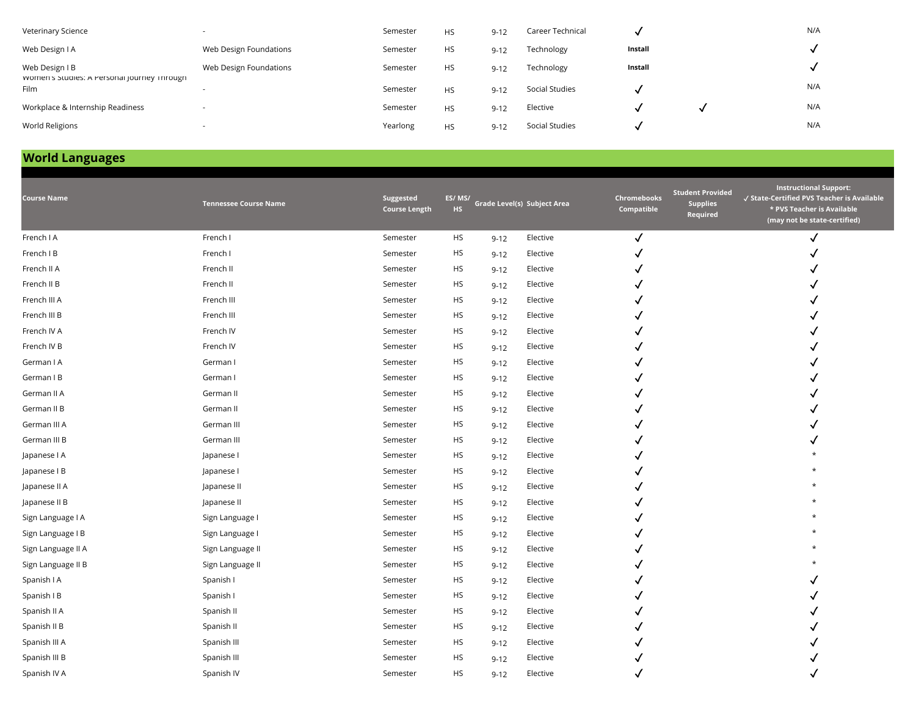| Veterinary Science | - | Semester | HS | 9-12 | Career Technical | ✓ | | N/A |
|---|---|---|---|---|---|---|---|---|
| Web Design I A | Web Design Foundations | Semester | HS | 9-12 | Technology | **Install** | | ✓ |
| Web Design I B | Web Design Foundations | Semester | HS | 9-12 | Technology | **Install** | | ✓ |
| Women's Studies: A Personal Journey Through Film | - | Semester | HS | 9-12 | Social Studies | ✓ | | N/A |
| Workplace & Internship Readiness | - | Semester | HS | 9-12 | Elective | ✓ | ✓ | N/A |
| World Religions | - | Yearlong | HS | 9-12 | Social Studies | ✓ | | N/A |

## World Languages

| Course Name | Tennessee Course Name | Suggested Course Length | ES/ MS/ HS | Grade Level(s) | Subject Area | Chromebooks Compatible | Student Provided Supplies Required | Instructional Support: ✓ State-Certified PVS Teacher is Available * PVS Teacher is Available (may not be state-certified) |
|---|---|---|---|---|---|---|---|---|
| French I A | French I | Semester | HS | 9-12 | Elective | ✓ | | ✓ |
| French I B | French I | Semester | HS | 9-12 | Elective | ✓ | | ✓ |
| French II A | French II | Semester | HS | 9-12 | Elective | ✓ | | ✓ |
| French II B | French II | Semester | HS | 9-12 | Elective | ✓ | | ✓ |
| French III A | French III | Semester | HS | 9-12 | Elective | ✓ | | ✓ |
| French III B | French III | Semester | HS | 9-12 | Elective | ✓ | | ✓ |
| French IV A | French IV | Semester | HS | 9-12 | Elective | ✓ | | ✓ |
| French IV B | French IV | Semester | HS | 9-12 | Elective | ✓ | | ✓ |
| German I A | German I | Semester | HS | 9-12 | Elective | ✓ | | ✓ |
| German I B | German I | Semester | HS | 9-12 | Elective | ✓ | | ✓ |
| German II A | German II | Semester | HS | 9-12 | Elective | ✓ | | ✓ |
| German II B | German II | Semester | HS | 9-12 | Elective | ✓ | | ✓ |
| German III A | German III | Semester | HS | 9-12 | Elective | ✓ | | ✓ |
| German III B | German III | Semester | HS | 9-12 | Elective | ✓ | | ✓ |
| Japanese I A | Japanese I | Semester | HS | 9-12 | Elective | ✓ | | * |
| Japanese I B | Japanese I | Semester | HS | 9-12 | Elective | ✓ | | * |
| Japanese II A | Japanese II | Semester | HS | 9-12 | Elective | ✓ | | * |
| Japanese II B | Japanese II | Semester | HS | 9-12 | Elective | ✓ | | * |
| Sign Language I A | Sign Language I | Semester | HS | 9-12 | Elective | ✓ | | * |
| Sign Language I B | Sign Language I | Semester | HS | 9-12 | Elective | ✓ | | * |
| Sign Language II A | Sign Language II | Semester | HS | 9-12 | Elective | ✓ | | * |
| Sign Language II B | Sign Language II | Semester | HS | 9-12 | Elective | ✓ | | * |
| Spanish I A | Spanish I | Semester | HS | 9-12 | Elective | ✓ | | ✓ |
| Spanish I B | Spanish I | Semester | HS | 9-12 | Elective | ✓ | | ✓ |
| Spanish II A | Spanish II | Semester | HS | 9-12 | Elective | ✓ | | ✓ |
| Spanish II B | Spanish II | Semester | HS | 9-12 | Elective | ✓ | | ✓ |
| Spanish III A | Spanish III | Semester | HS | 9-12 | Elective | ✓ | | ✓ |
| Spanish III B | Spanish III | Semester | HS | 9-12 | Elective | ✓ | | ✓ |
| Spanish IV A | Spanish IV | Semester | HS | 9-12 | Elective | ✓ | | ✓ |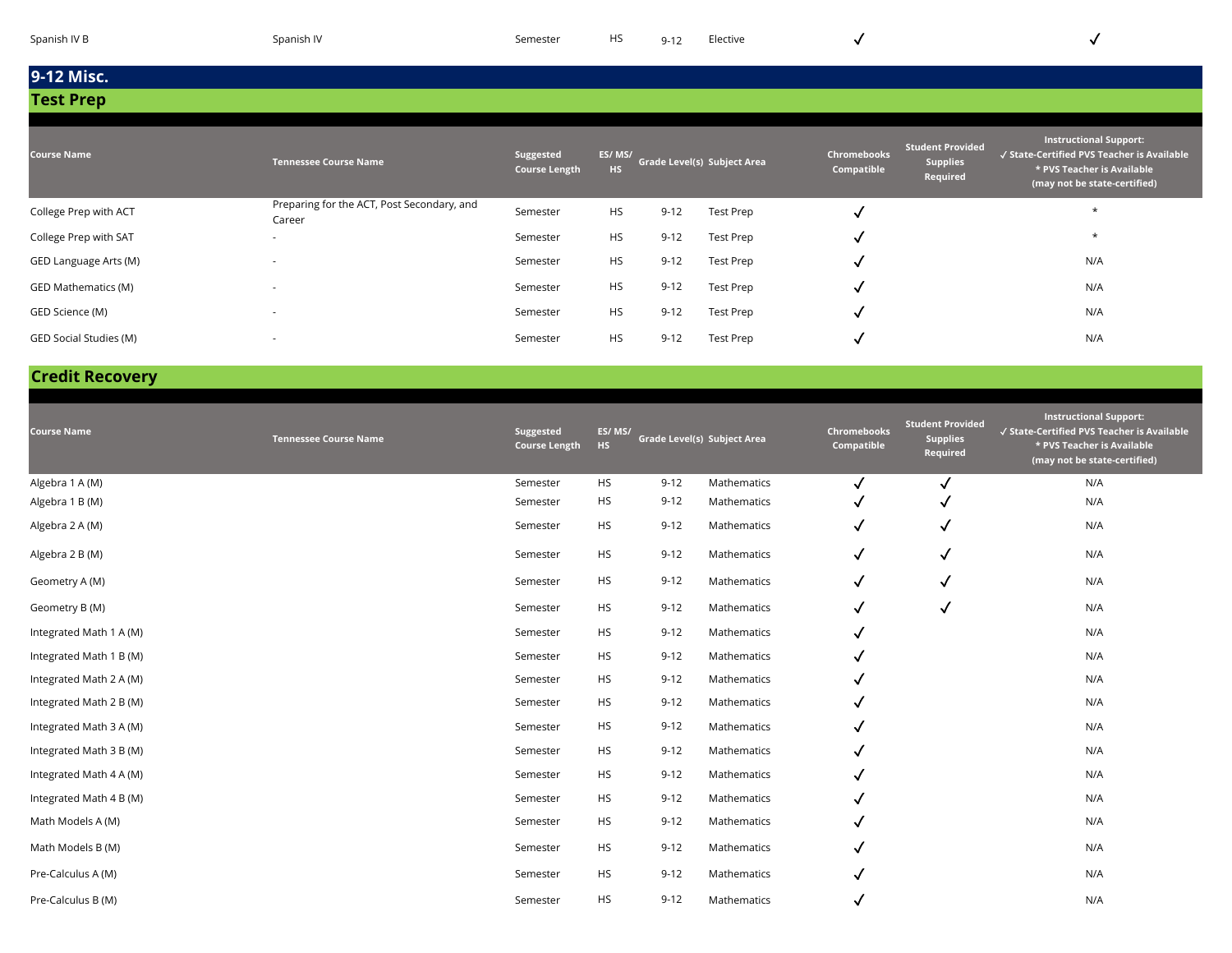| Spanish IV B | Spanish IV | Semester | HS | 9-12 | Elective | ✓ | | ✓ |
|---|---|---|---|---|---|---|---|---|

## 9-12 Misc.

### Test Prep

| Course Name | Tennessee Course Name | Suggested Course Length | ES/ MS/ HS | Grade Level(s) | Subject Area | Chromebooks Compatible | Student Provided Supplies Required | Instructional Support: ✓ State-Certified PVS Teacher is Available * PVS Teacher is Available (may not be state-certified) |
|---|---|---|---|---|---|---|---|---|
| College Prep with ACT | Preparing for the ACT, Post Secondary, and Career | Semester | HS | 9-12 | Test Prep | ✓ | | * |
| College Prep with SAT | - | Semester | HS | 9-12 | Test Prep | ✓ | | * |
| GED Language Arts (M) | - | Semester | HS | 9-12 | Test Prep | ✓ | | N/A |
| GED Mathematics (M) | - | Semester | HS | 9-12 | Test Prep | ✓ | | N/A |
| GED Science (M) | - | Semester | HS | 9-12 | Test Prep | ✓ | | N/A |
| GED Social Studies (M) | - | Semester | HS | 9-12 | Test Prep | ✓ | | N/A |

### Credit Recovery

| Course Name | Tennessee Course Name | Suggested Course Length | ES/ MS/ HS | Grade Level(s) | Subject Area | Chromebooks Compatible | Student Provided Supplies Required | Instructional Support: ✓ State-Certified PVS Teacher is Available * PVS Teacher is Available (may not be state-certified) |
|---|---|---|---|---|---|---|---|---|
| Algebra 1 A (M) | | Semester | HS | 9-12 | Mathematics | ✓ | ✓ | N/A |
| Algebra 1 B (M) | | Semester | HS | 9-12 | Mathematics | ✓ | ✓ | N/A |
| Algebra 2 A (M) | | Semester | HS | 9-12 | Mathematics | ✓ | ✓ | N/A |
| Algebra 2 B (M) | | Semester | HS | 9-12 | Mathematics | ✓ | ✓ | N/A |
| Geometry A (M) | | Semester | HS | 9-12 | Mathematics | ✓ | ✓ | N/A |
| Geometry B (M) | | Semester | HS | 9-12 | Mathematics | ✓ | ✓ | N/A |
| Integrated Math 1 A (M) | | Semester | HS | 9-12 | Mathematics | ✓ | | N/A |
| Integrated Math 1 B (M) | | Semester | HS | 9-12 | Mathematics | ✓ | | N/A |
| Integrated Math 2 A (M) | | Semester | HS | 9-12 | Mathematics | ✓ | | N/A |
| Integrated Math 2 B (M) | | Semester | HS | 9-12 | Mathematics | ✓ | | N/A |
| Integrated Math 3 A (M) | | Semester | HS | 9-12 | Mathematics | ✓ | | N/A |
| Integrated Math 3 B (M) | | Semester | HS | 9-12 | Mathematics | ✓ | | N/A |
| Integrated Math 4 A (M) | | Semester | HS | 9-12 | Mathematics | ✓ | | N/A |
| Integrated Math 4 B (M) | | Semester | HS | 9-12 | Mathematics | ✓ | | N/A |
| Math Models A (M) | | Semester | HS | 9-12 | Mathematics | ✓ | | N/A |
| Math Models B (M) | | Semester | HS | 9-12 | Mathematics | ✓ | | N/A |
| Pre-Calculus A (M) | | Semester | HS | 9-12 | Mathematics | ✓ | | N/A |
| Pre-Calculus B (M) | | Semester | HS | 9-12 | Mathematics | ✓ | | N/A |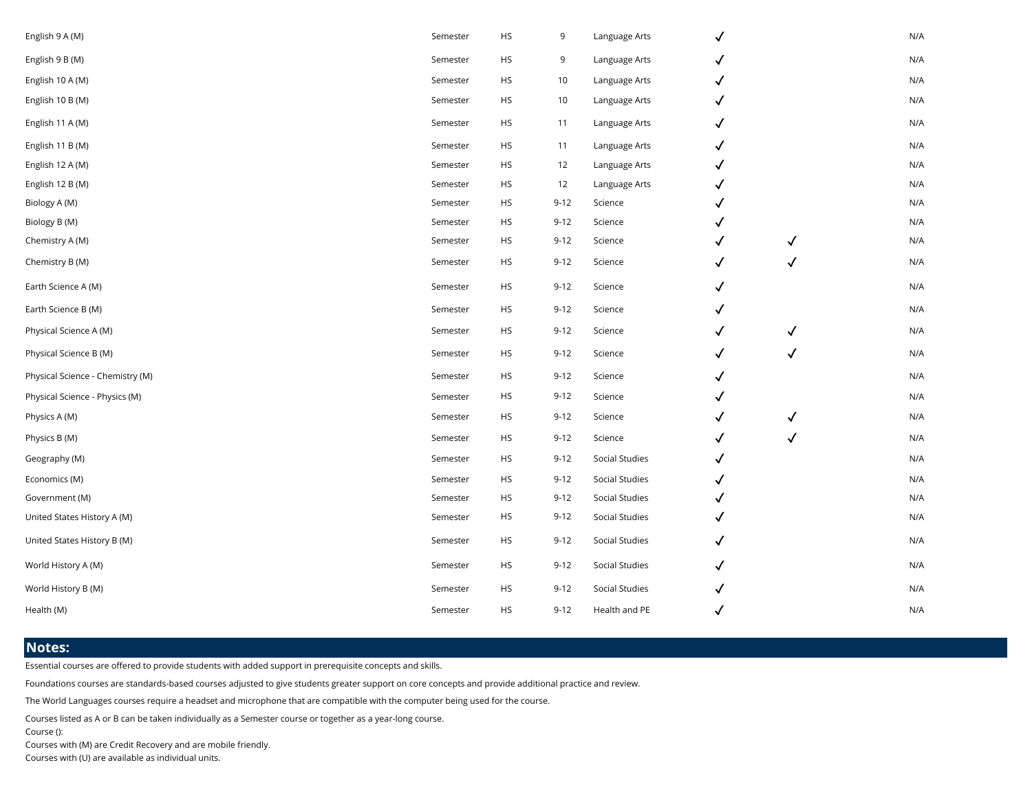| | | | | | | | |
|---|---|---|---|---|---|---|---|
| English 9 A (M) | Semester | HS | 9 | Language Arts | ✓ | | N/A |
| English 9 B (M) | Semester | HS | 9 | Language Arts | ✓ | | N/A |
| English 10 A (M) | Semester | HS | 10 | Language Arts | ✓ | | N/A |
| English 10 B (M) | Semester | HS | 10 | Language Arts | ✓ | | N/A |
| English 11 A (M) | Semester | HS | 11 | Language Arts | ✓ | | N/A |
| English 11 B (M) | Semester | HS | 11 | Language Arts | ✓ | | N/A |
| English 12 A (M) | Semester | HS | 12 | Language Arts | ✓ | | N/A |
| English 12 B (M) | Semester | HS | 12 | Language Arts | ✓ | | N/A |
| Biology A (M) | Semester | HS | 9-12 | Science | ✓ | | N/A |
| Biology B (M) | Semester | HS | 9-12 | Science | ✓ | | N/A |
| Chemistry A (M) | Semester | HS | 9-12 | Science | ✓ | ✓ | N/A |
| Chemistry B (M) | Semester | HS | 9-12 | Science | ✓ | ✓ | N/A |
| Earth Science A (M) | Semester | HS | 9-12 | Science | ✓ | | N/A |
| Earth Science B (M) | Semester | HS | 9-12 | Science | ✓ | | N/A |
| Physical Science A (M) | Semester | HS | 9-12 | Science | ✓ | ✓ | N/A |
| Physical Science B (M) | Semester | HS | 9-12 | Science | ✓ | ✓ | N/A |
| Physical Science - Chemistry (M) | Semester | HS | 9-12 | Science | ✓ | | N/A |
| Physical Science - Physics (M) | Semester | HS | 9-12 | Science | ✓ | | N/A |
| Physics A (M) | Semester | HS | 9-12 | Science | ✓ | ✓ | N/A |
| Physics B (M) | Semester | HS | 9-12 | Science | ✓ | ✓ | N/A |
| Geography (M) | Semester | HS | 9-12 | Social Studies | ✓ | | N/A |
| Economics (M) | Semester | HS | 9-12 | Social Studies | ✓ | | N/A |
| Government (M) | Semester | HS | 9-12 | Social Studies | ✓ | | N/A |
| United States History A (M) | Semester | HS | 9-12 | Social Studies | ✓ | | N/A |
| United States History B (M) | Semester | HS | 9-12 | Social Studies | ✓ | | N/A |
| World History A (M) | Semester | HS | 9-12 | Social Studies | ✓ | | N/A |
| World History B (M) | Semester | HS | 9-12 | Social Studies | ✓ | | N/A |
| Health (M) | Semester | HS | 9-12 | Health and PE | ✓ | | N/A |

## Notes:

Essential courses are offered to provide students with added support in prerequisite concepts and skills.

Foundations courses are standards-based courses adjusted to give students greater support on core concepts and provide additional practice and review.

The World Languages courses require a headset and microphone that are compatible with the computer being used for the course.

Courses listed as A or B can be taken individually as a Semester course or together as a year-long course.
Course ():
Courses with (M) are Credit Recovery and are mobile friendly.
Courses with (U) are available as individual units.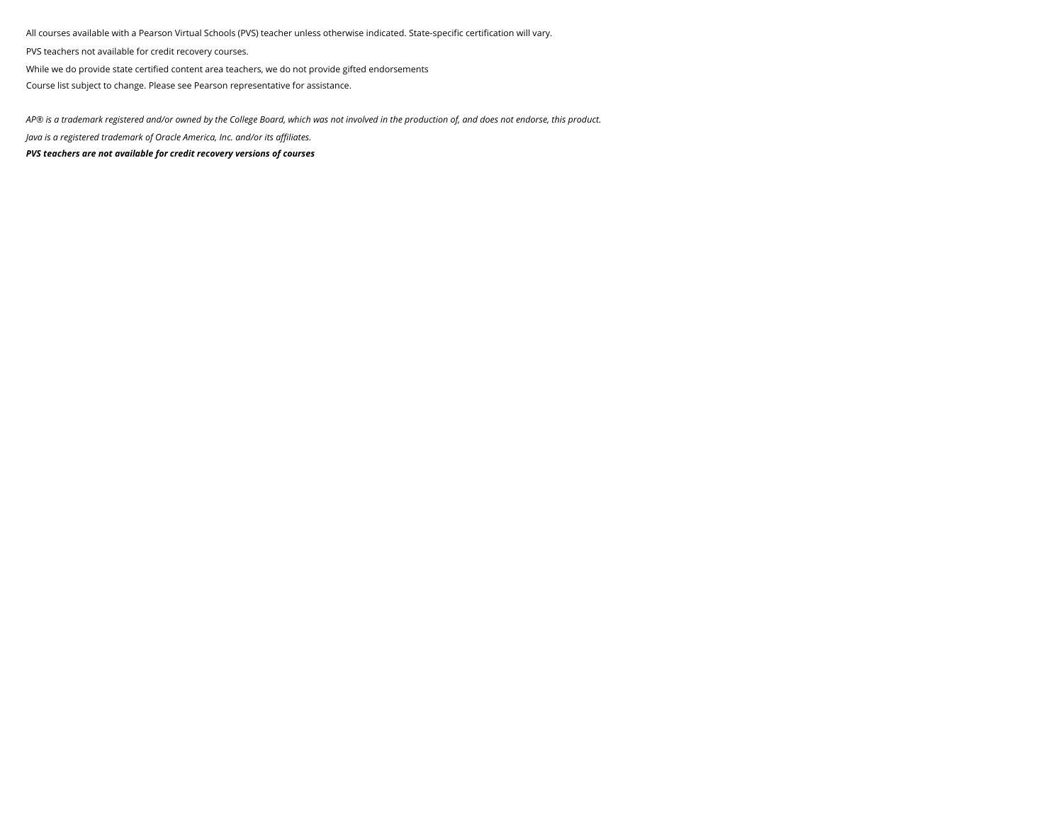All courses available with a Pearson Virtual Schools (PVS) teacher unless otherwise indicated. State-specific certification will vary.

PVS teachers not available for credit recovery courses.

While we do provide state certified content area teachers, we do not provide gifted endorsements

Course list subject to change. Please see Pearson representative for assistance.

*AP® is a trademark registered and/or owned by the College Board, which was not involved in the production of, and does not endorse, this product.*

*Java is a registered trademark of Oracle America, Inc. and/or its affiliates.*

***PVS teachers are not available for credit recovery versions of courses***